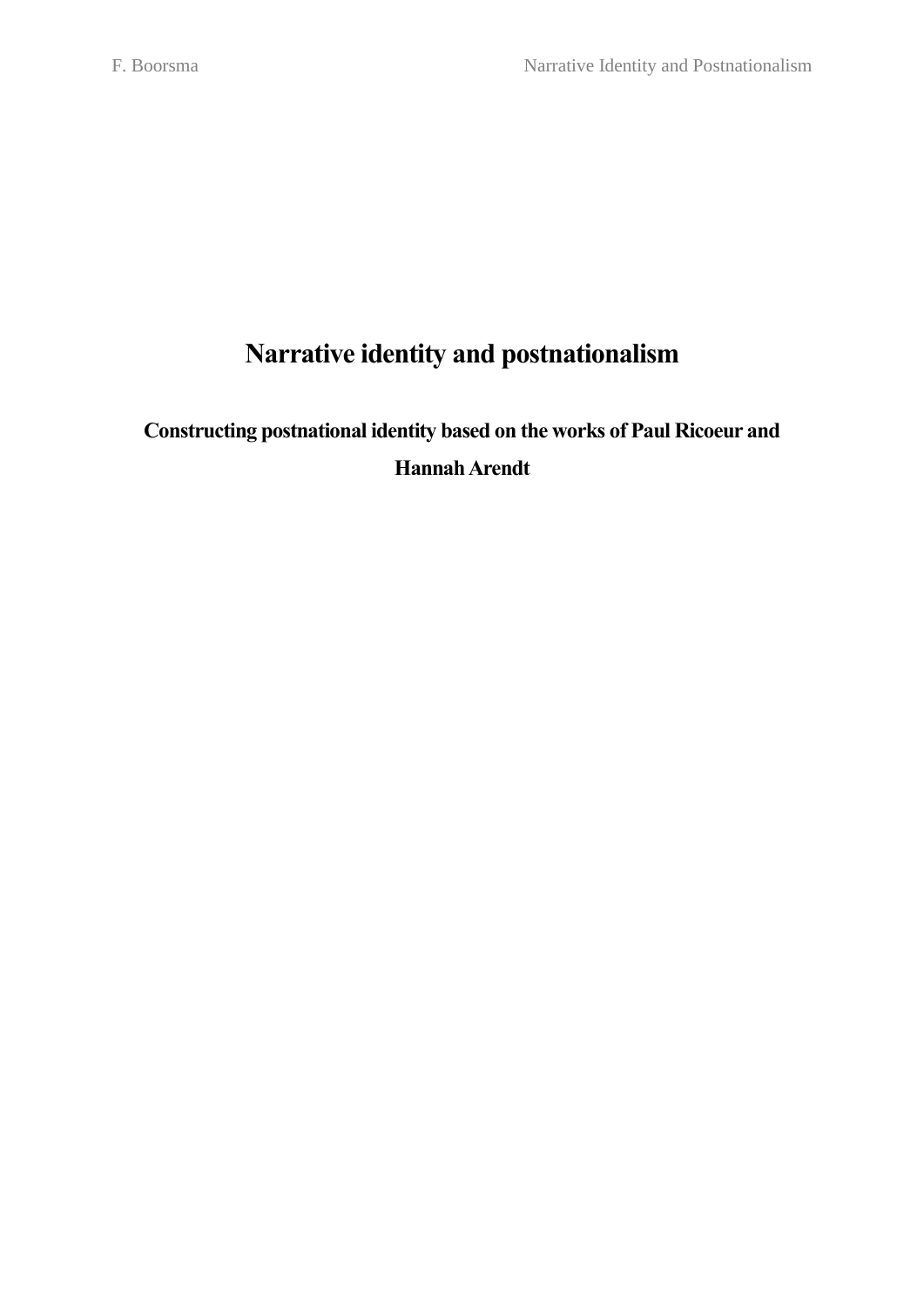# Narrative identity and postnationalism

## Constructing postnational identity based on the works of Paul Ricoeur and Hannah Arendt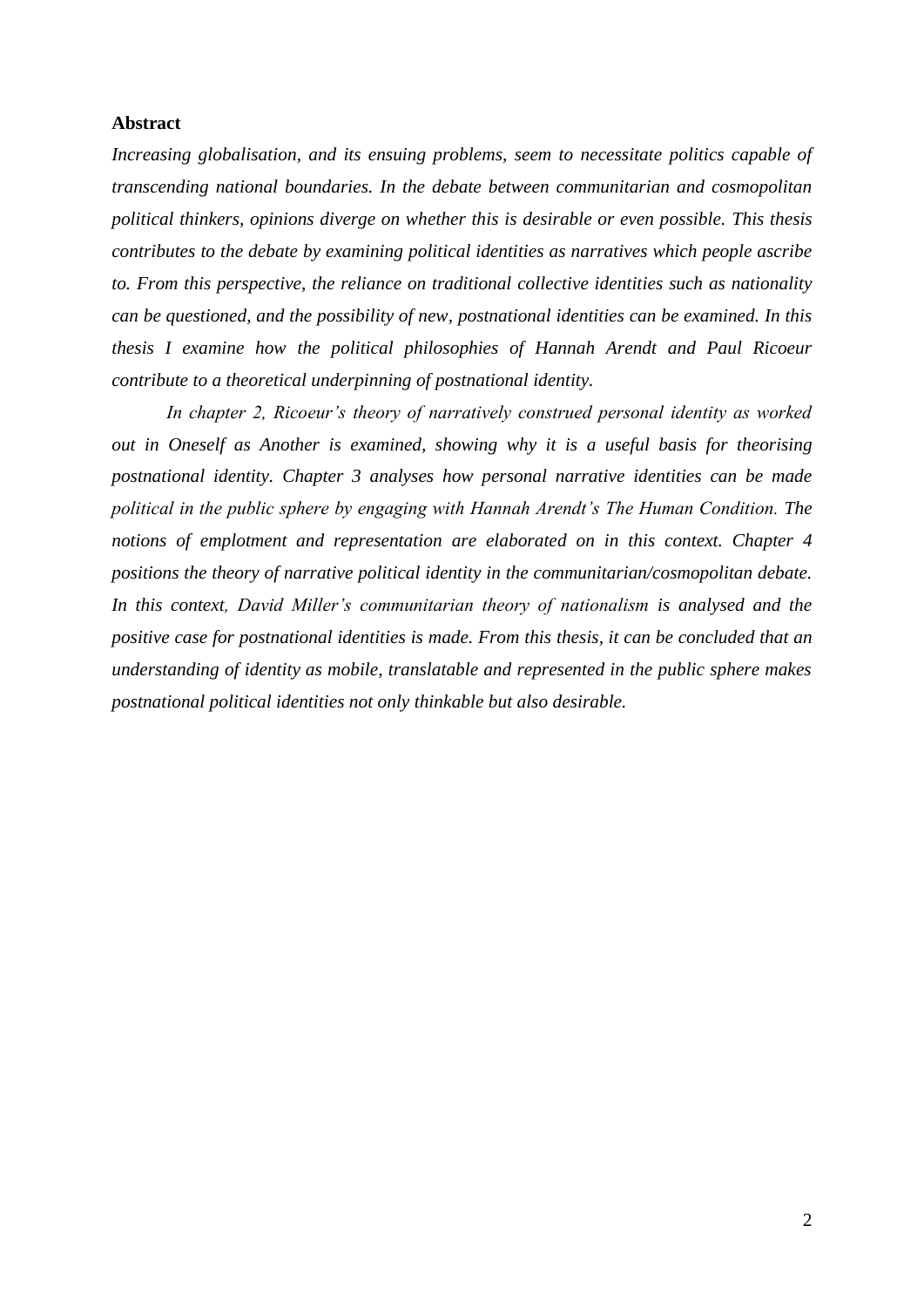**Abstract**

*Increasing globalisation, and its ensuing problems, seem to necessitate politics capable of transcending national boundaries. In the debate between communitarian and cosmopolitan political thinkers, opinions diverge on whether this is desirable or even possible. This thesis contributes to the debate by examining political identities as narratives which people ascribe to. From this perspective, the reliance on traditional collective identities such as nationality can be questioned, and the possibility of new, postnational identities can be examined. In this thesis I examine how the political philosophies of Hannah Arendt and Paul Ricoeur contribute to a theoretical underpinning of postnational identity.*

*In chapter 2, Ricoeur's theory of narratively construed personal identity as worked out in Oneself as Another is examined, showing why it is a useful basis for theorising postnational identity. Chapter 3 analyses how personal narrative identities can be made political in the public sphere by engaging with Hannah Arendt's The Human Condition. The notions of emplotment and representation are elaborated on in this context. Chapter 4 positions the theory of narrative political identity in the communitarian/cosmopolitan debate. In this context, David Miller's communitarian theory of nationalism is analysed and the positive case for postnational identities is made. From this thesis, it can be concluded that an understanding of identity as mobile, translatable and represented in the public sphere makes postnational political identities not only thinkable but also desirable.*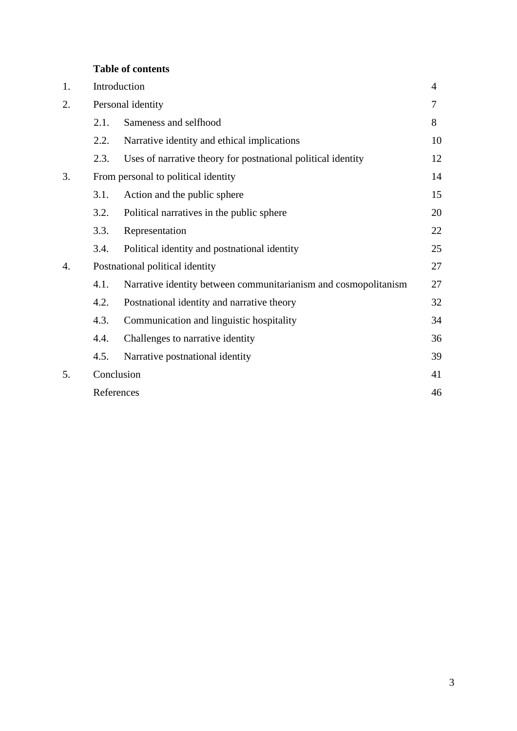**Table of contents**

| | | Page |
|---|---|---|
| 1. | Introduction | 4 |
| 2. | Personal identity | 7 |
| | 2.1. Sameness and selfhood | 8 |
| | 2.2. Narrative identity and ethical implications | 10 |
| | 2.3. Uses of narrative theory for postnational political identity | 12 |
| 3. | From personal to political identity | 14 |
| | 3.1. Action and the public sphere | 15 |
| | 3.2. Political narratives in the public sphere | 20 |
| | 3.3. Representation | 22 |
| | 3.4. Political identity and postnational identity | 25 |
| 4. | Postnational political identity | 27 |
| | 4.1. Narrative identity between communitarianism and cosmopolitanism | 27 |
| | 4.2. Postnational identity and narrative theory | 32 |
| | 4.3. Communication and linguistic hospitality | 34 |
| | 4.4. Challenges to narrative identity | 36 |
| | 4.5. Narrative postnational identity | 39 |
| 5. | Conclusion | 41 |
| | References | 46 |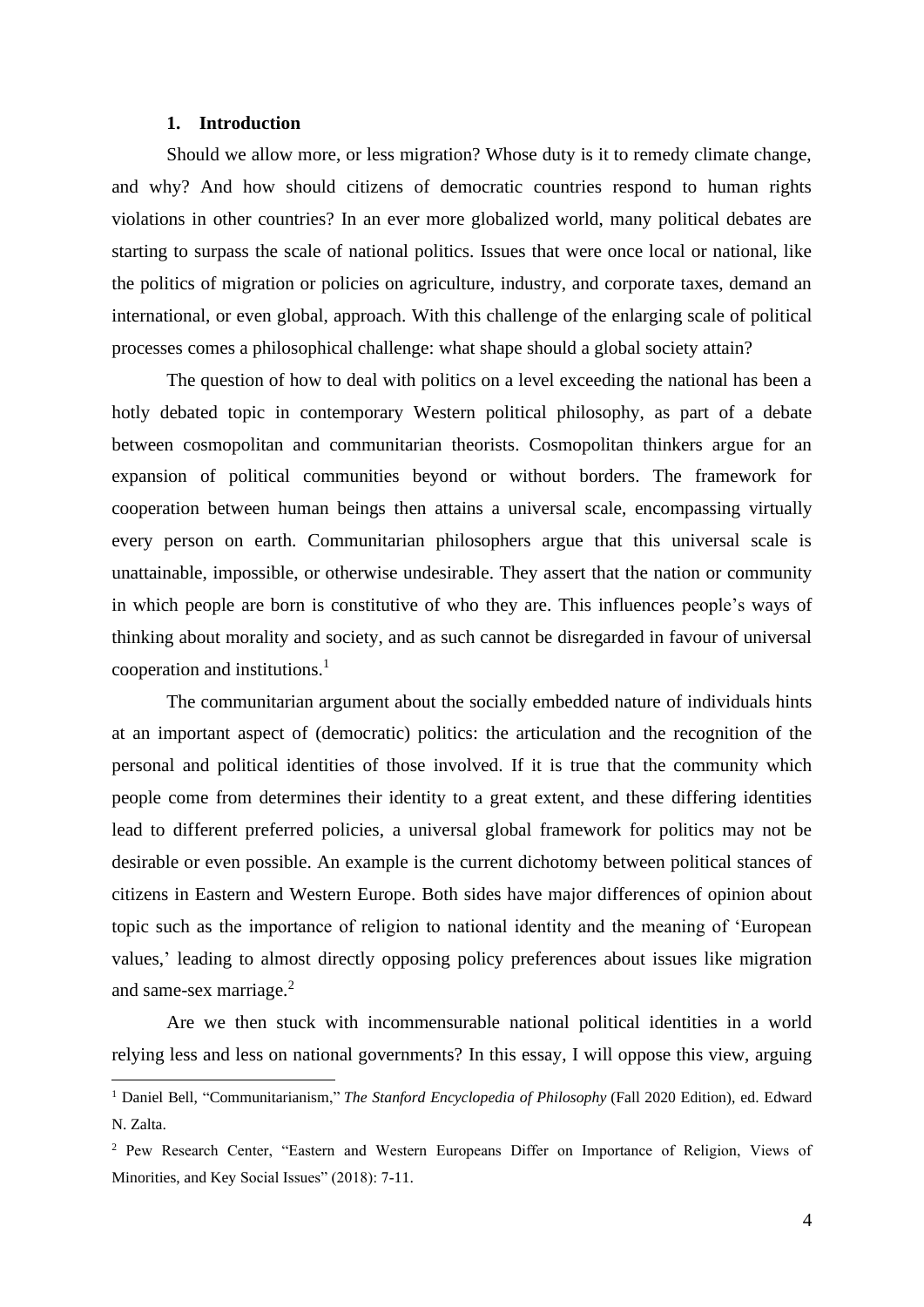## 1. Introduction

Should we allow more, or less migration? Whose duty is it to remedy climate change, and why? And how should citizens of democratic countries respond to human rights violations in other countries? In an ever more globalized world, many political debates are starting to surpass the scale of national politics. Issues that were once local or national, like the politics of migration or policies on agriculture, industry, and corporate taxes, demand an international, or even global, approach. With this challenge of the enlarging scale of political processes comes a philosophical challenge: what shape should a global society attain?

The question of how to deal with politics on a level exceeding the national has been a hotly debated topic in contemporary Western political philosophy, as part of a debate between cosmopolitan and communitarian theorists. Cosmopolitan thinkers argue for an expansion of political communities beyond or without borders. The framework for cooperation between human beings then attains a universal scale, encompassing virtually every person on earth. Communitarian philosophers argue that this universal scale is unattainable, impossible, or otherwise undesirable. They assert that the nation or community in which people are born is constitutive of who they are. This influences people's ways of thinking about morality and society, and as such cannot be disregarded in favour of universal cooperation and institutions.[1]

The communitarian argument about the socially embedded nature of individuals hints at an important aspect of (democratic) politics: the articulation and the recognition of the personal and political identities of those involved. If it is true that the community which people come from determines their identity to a great extent, and these differing identities lead to different preferred policies, a universal global framework for politics may not be desirable or even possible. An example is the current dichotomy between political stances of citizens in Eastern and Western Europe. Both sides have major differences of opinion about topic such as the importance of religion to national identity and the meaning of 'European values,' leading to almost directly opposing policy preferences about issues like migration and same-sex marriage.[2]

Are we then stuck with incommensurable national political identities in a world relying less and less on national governments? In this essay, I will oppose this view, arguing

---

[1] Daniel Bell, "Communitarianism," *The Stanford Encyclopedia of Philosophy* (Fall 2020 Edition), ed. Edward N. Zalta.

[2] Pew Research Center, "Eastern and Western Europeans Differ on Importance of Religion, Views of Minorities, and Key Social Issues" (2018): 7-11.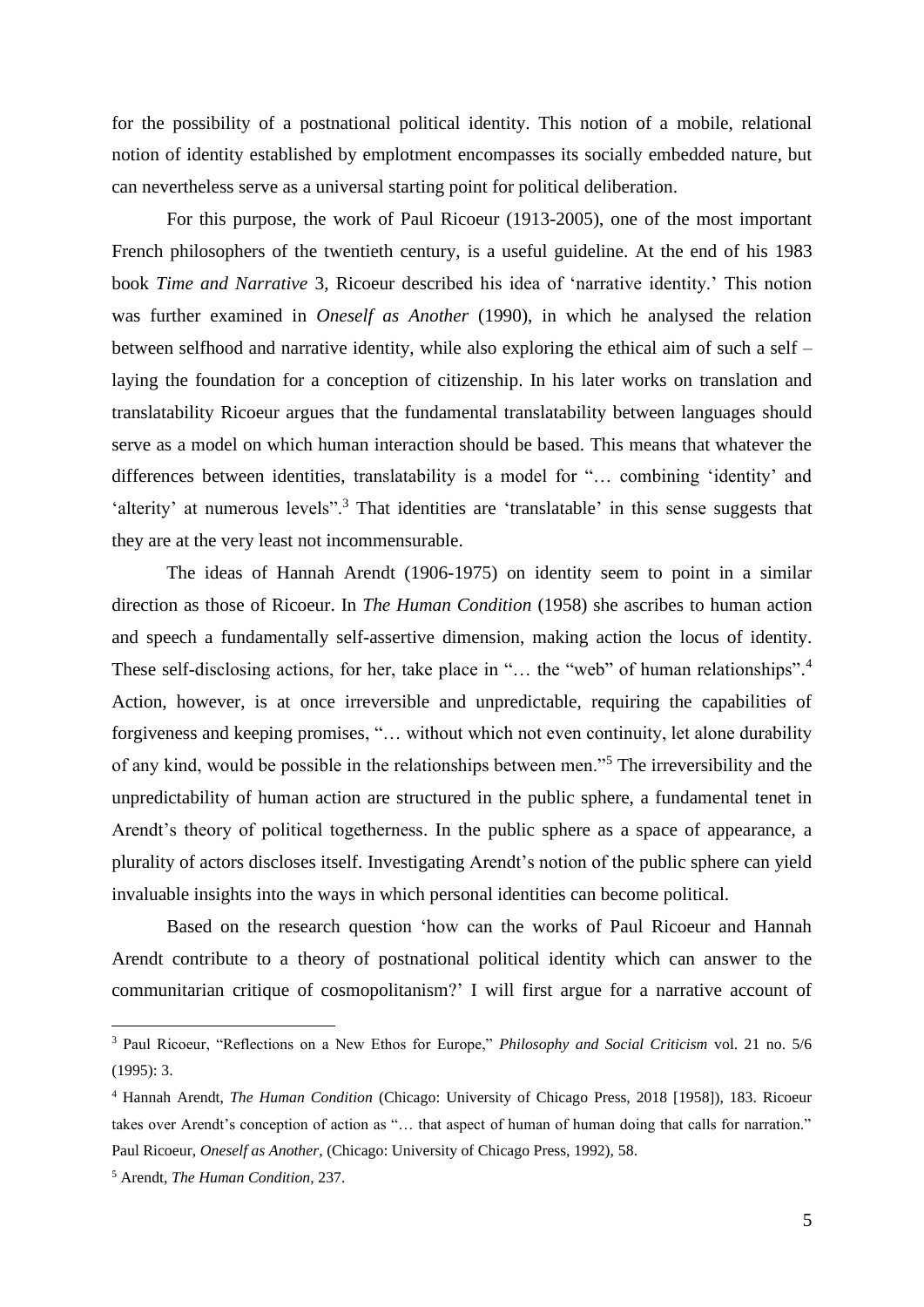for the possibility of a postnational political identity. This notion of a mobile, relational notion of identity established by emplotment encompasses its socially embedded nature, but can nevertheless serve as a universal starting point for political deliberation.

For this purpose, the work of Paul Ricoeur (1913-2005), one of the most important French philosophers of the twentieth century, is a useful guideline. At the end of his 1983 book *Time and Narrative* 3, Ricoeur described his idea of 'narrative identity.' This notion was further examined in *Oneself as Another* (1990), in which he analysed the relation between selfhood and narrative identity, while also exploring the ethical aim of such a self – laying the foundation for a conception of citizenship. In his later works on translation and translatability Ricoeur argues that the fundamental translatability between languages should serve as a model on which human interaction should be based. This means that whatever the differences between identities, translatability is a model for "… combining 'identity' and 'alterity' at numerous levels".[3] That identities are 'translatable' in this sense suggests that they are at the very least not incommensurable.

The ideas of Hannah Arendt (1906-1975) on identity seem to point in a similar direction as those of Ricoeur. In *The Human Condition* (1958) she ascribes to human action and speech a fundamentally self-assertive dimension, making action the locus of identity. These self-disclosing actions, for her, take place in "… the "web" of human relationships".[4] Action, however, is at once irreversible and unpredictable, requiring the capabilities of forgiveness and keeping promises, "… without which not even continuity, let alone durability of any kind, would be possible in the relationships between men."[5] The irreversibility and the unpredictability of human action are structured in the public sphere, a fundamental tenet in Arendt's theory of political togetherness. In the public sphere as a space of appearance, a plurality of actors discloses itself. Investigating Arendt's notion of the public sphere can yield invaluable insights into the ways in which personal identities can become political.

Based on the research question 'how can the works of Paul Ricoeur and Hannah Arendt contribute to a theory of postnational political identity which can answer to the communitarian critique of cosmopolitanism?' I will first argue for a narrative account of

---

[3] Paul Ricoeur, "Reflections on a New Ethos for Europe," *Philosophy and Social Criticism* vol. 21 no. 5/6 (1995): 3.

[4] Hannah Arendt, *The Human Condition* (Chicago: University of Chicago Press, 2018 [1958]), 183. Ricoeur takes over Arendt's conception of action as "… that aspect of human of human doing that calls for narration." Paul Ricoeur, *Oneself as Another*, (Chicago: University of Chicago Press, 1992), 58.

[5] Arendt, *The Human Condition*, 237.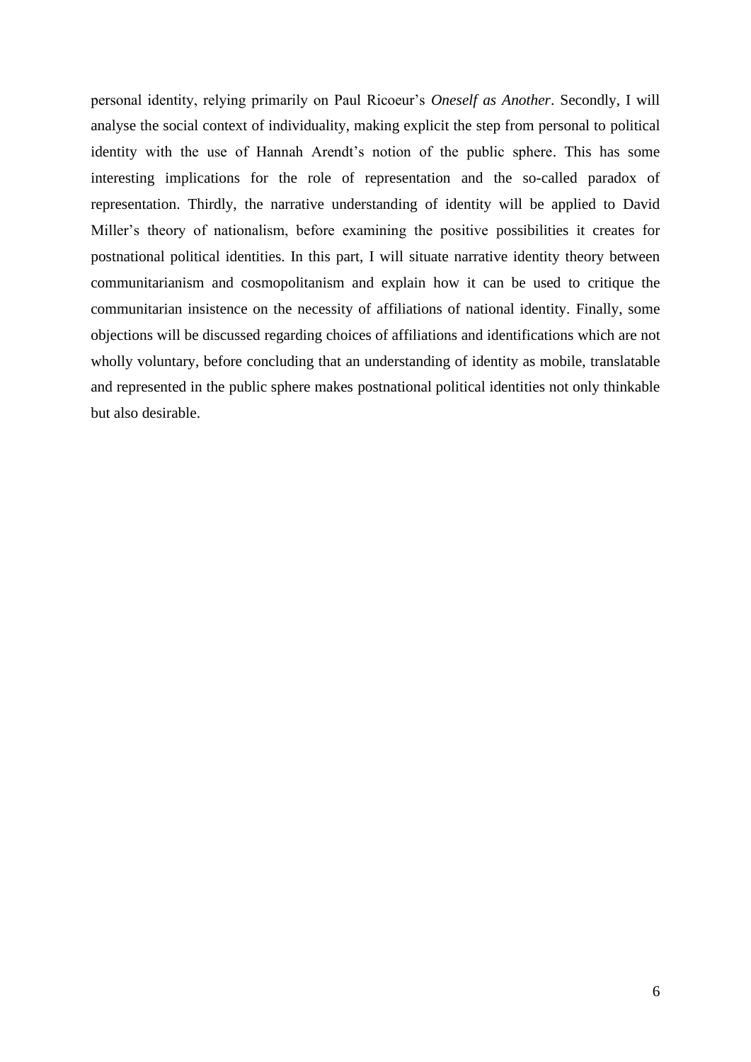personal identity, relying primarily on Paul Ricoeur's *Oneself as Another*. Secondly, I will analyse the social context of individuality, making explicit the step from personal to political identity with the use of Hannah Arendt's notion of the public sphere. This has some interesting implications for the role of representation and the so-called paradox of representation. Thirdly, the narrative understanding of identity will be applied to David Miller's theory of nationalism, before examining the positive possibilities it creates for postnational political identities. In this part, I will situate narrative identity theory between communitarianism and cosmopolitanism and explain how it can be used to critique the communitarian insistence on the necessity of affiliations of national identity. Finally, some objections will be discussed regarding choices of affiliations and identifications which are not wholly voluntary, before concluding that an understanding of identity as mobile, translatable and represented in the public sphere makes postnational political identities not only thinkable but also desirable.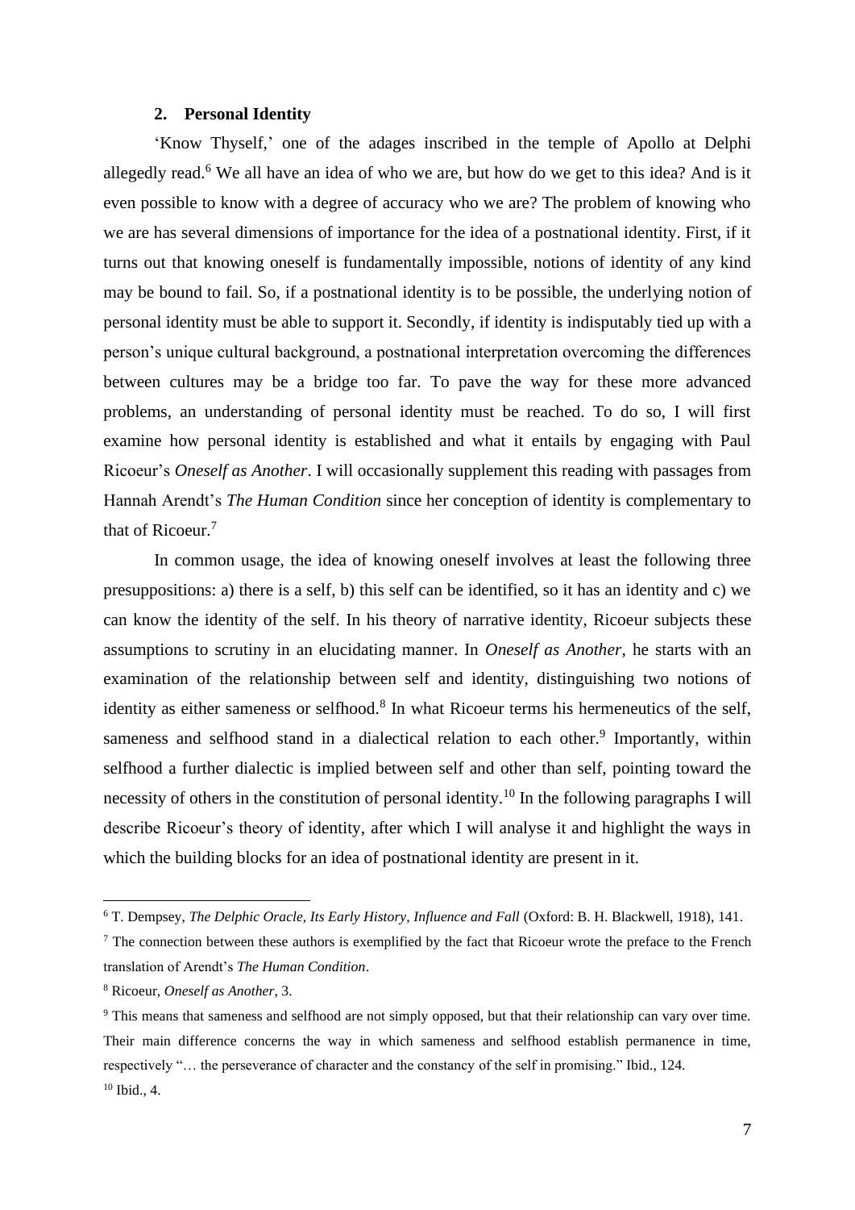## 2. Personal Identity

'Know Thyself,' one of the adages inscribed in the temple of Apollo at Delphi allegedly read.[6] We all have an idea of who we are, but how do we get to this idea? And is it even possible to know with a degree of accuracy who we are? The problem of knowing who we are has several dimensions of importance for the idea of a postnational identity. First, if it turns out that knowing oneself is fundamentally impossible, notions of identity of any kind may be bound to fail. So, if a postnational identity is to be possible, the underlying notion of personal identity must be able to support it. Secondly, if identity is indisputably tied up with a person's unique cultural background, a postnational interpretation overcoming the differences between cultures may be a bridge too far. To pave the way for these more advanced problems, an understanding of personal identity must be reached. To do so, I will first examine how personal identity is established and what it entails by engaging with Paul Ricoeur's *Oneself as Another*. I will occasionally supplement this reading with passages from Hannah Arendt's *The Human Condition* since her conception of identity is complementary to that of Ricoeur.[7]

In common usage, the idea of knowing oneself involves at least the following three presuppositions: a) there is a self, b) this self can be identified, so it has an identity and c) we can know the identity of the self. In his theory of narrative identity, Ricoeur subjects these assumptions to scrutiny in an elucidating manner. In *Oneself as Another*, he starts with an examination of the relationship between self and identity, distinguishing two notions of identity as either sameness or selfhood.[8] In what Ricoeur terms his hermeneutics of the self, sameness and selfhood stand in a dialectical relation to each other.[9] Importantly, within selfhood a further dialectic is implied between self and other than self, pointing toward the necessity of others in the constitution of personal identity.[10] In the following paragraphs I will describe Ricoeur's theory of identity, after which I will analyse it and highlight the ways in which the building blocks for an idea of postnational identity are present in it.

---

[6] T. Dempsey, *The Delphic Oracle, Its Early History, Influence and Fall* (Oxford: B. H. Blackwell, 1918), 141.

[7] The connection between these authors is exemplified by the fact that Ricoeur wrote the preface to the French translation of Arendt's *The Human Condition*.

[8] Ricoeur, *Oneself as Another*, 3.

[9] This means that sameness and selfhood are not simply opposed, but that their relationship can vary over time. Their main difference concerns the way in which sameness and selfhood establish permanence in time, respectively "… the perseverance of character and the constancy of the self in promising." Ibid., 124.

[10] Ibid., 4.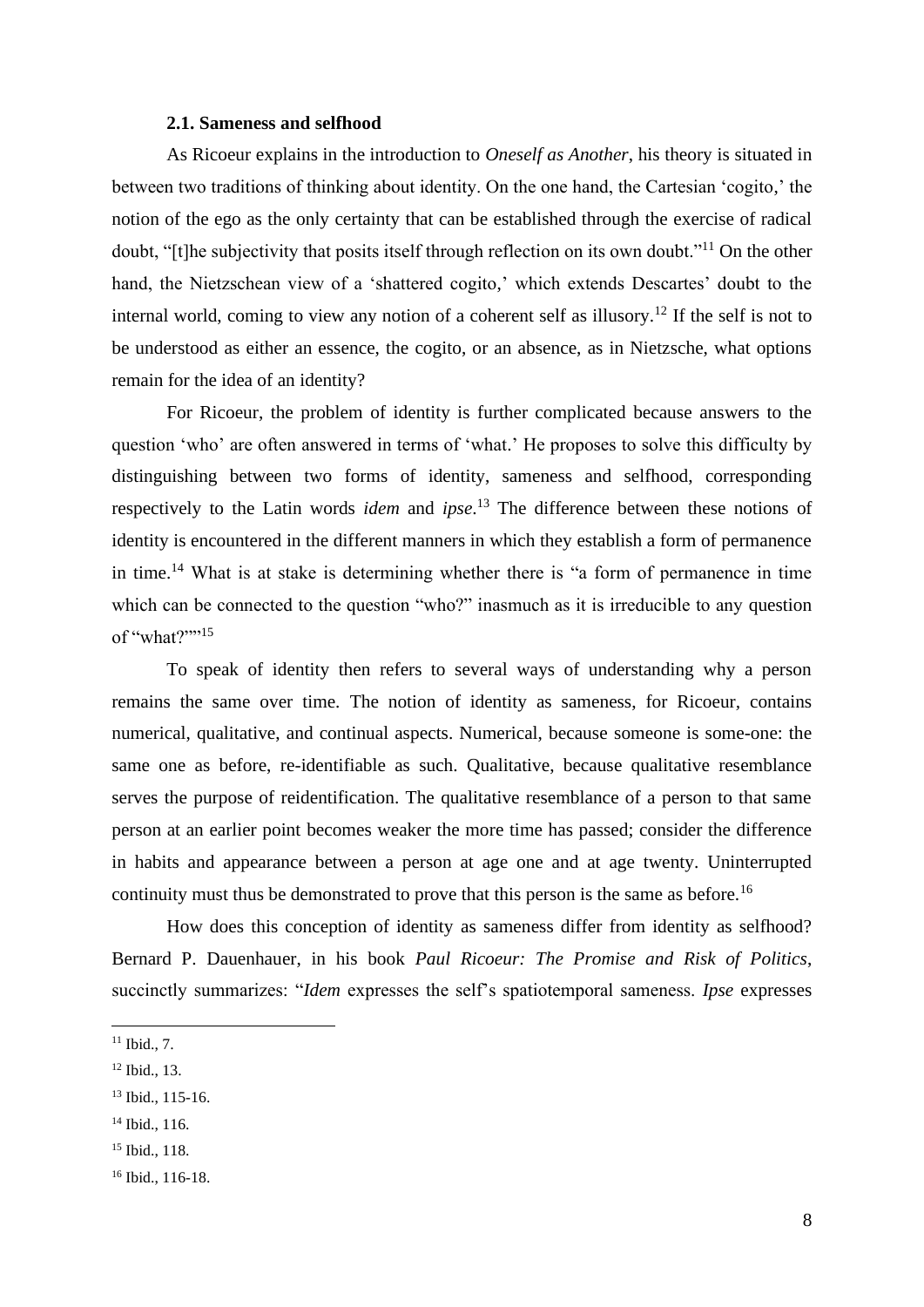### 2.1. Sameness and selfhood

As Ricoeur explains in the introduction to *Oneself as Another*, his theory is situated in between two traditions of thinking about identity. On the one hand, the Cartesian 'cogito,' the notion of the ego as the only certainty that can be established through the exercise of radical doubt, "[t]he subjectivity that posits itself through reflection on its own doubt."[11] On the other hand, the Nietzschean view of a 'shattered cogito,' which extends Descartes' doubt to the internal world, coming to view any notion of a coherent self as illusory.[12] If the self is not to be understood as either an essence, the cogito, or an absence, as in Nietzsche, what options remain for the idea of an identity?

For Ricoeur, the problem of identity is further complicated because answers to the question 'who' are often answered in terms of 'what.' He proposes to solve this difficulty by distinguishing between two forms of identity, sameness and selfhood, corresponding respectively to the Latin words *idem* and *ipse*.[13] The difference between these notions of identity is encountered in the different manners in which they establish a form of permanence in time.[14] What is at stake is determining whether there is "a form of permanence in time which can be connected to the question "who?" inasmuch as it is irreducible to any question of "what?""[15]

To speak of identity then refers to several ways of understanding why a person remains the same over time. The notion of identity as sameness, for Ricoeur, contains numerical, qualitative, and continual aspects. Numerical, because someone is some-one: the same one as before, re-identifiable as such. Qualitative, because qualitative resemblance serves the purpose of reidentification. The qualitative resemblance of a person to that same person at an earlier point becomes weaker the more time has passed; consider the difference in habits and appearance between a person at age one and at age twenty. Uninterrupted continuity must thus be demonstrated to prove that this person is the same as before.[16]

How does this conception of identity as sameness differ from identity as selfhood? Bernard P. Dauenhauer, in his book *Paul Ricoeur: The Promise and Risk of Politics*, succinctly summarizes: "*Idem* expresses the self's spatiotemporal sameness. *Ipse* expresses

---

[11] Ibid., 7.

[12] Ibid., 13.

[13] Ibid., 115-16.

[14] Ibid., 116.

[15] Ibid., 118.

[16] Ibid., 116-18.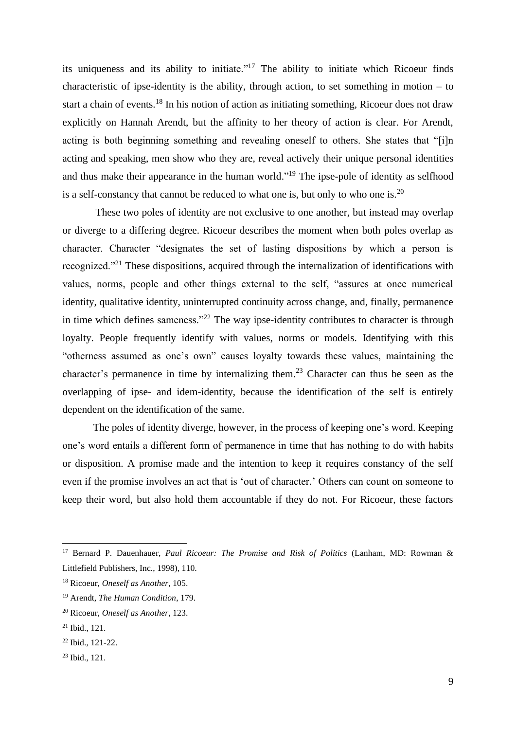its uniqueness and its ability to initiate."[17] The ability to initiate which Ricoeur finds characteristic of ipse-identity is the ability, through action, to set something in motion – to start a chain of events.[18] In his notion of action as initiating something, Ricoeur does not draw explicitly on Hannah Arendt, but the affinity to her theory of action is clear. For Arendt, acting is both beginning something and revealing oneself to others. She states that "[i]n acting and speaking, men show who they are, reveal actively their unique personal identities and thus make their appearance in the human world."[19] The ipse-pole of identity as selfhood is a self-constancy that cannot be reduced to what one is, but only to who one is.[20]

These two poles of identity are not exclusive to one another, but instead may overlap or diverge to a differing degree. Ricoeur describes the moment when both poles overlap as character. Character "designates the set of lasting dispositions by which a person is recognized."[21] These dispositions, acquired through the internalization of identifications with values, norms, people and other things external to the self, "assures at once numerical identity, qualitative identity, uninterrupted continuity across change, and, finally, permanence in time which defines sameness."[22] The way ipse-identity contributes to character is through loyalty. People frequently identify with values, norms or models. Identifying with this "otherness assumed as one's own" causes loyalty towards these values, maintaining the character's permanence in time by internalizing them.[23] Character can thus be seen as the overlapping of ipse- and idem-identity, because the identification of the self is entirely dependent on the identification of the same.

The poles of identity diverge, however, in the process of keeping one's word. Keeping one's word entails a different form of permanence in time that has nothing to do with habits or disposition. A promise made and the intention to keep it requires constancy of the self even if the promise involves an act that is 'out of character.' Others can count on someone to keep their word, but also hold them accountable if they do not. For Ricoeur, these factors

---

[17] Bernard P. Dauenhauer, *Paul Ricoeur: The Promise and Risk of Politics* (Lanham, MD: Rowman & Littlefield Publishers, Inc., 1998), 110.

[18] Ricoeur, *Oneself as Another*, 105.

[19] Arendt, *The Human Condition*, 179.

[20] Ricoeur, *Oneself as Another*, 123.

[21] Ibid., 121.

[22] Ibid., 121-22.

[23] Ibid., 121.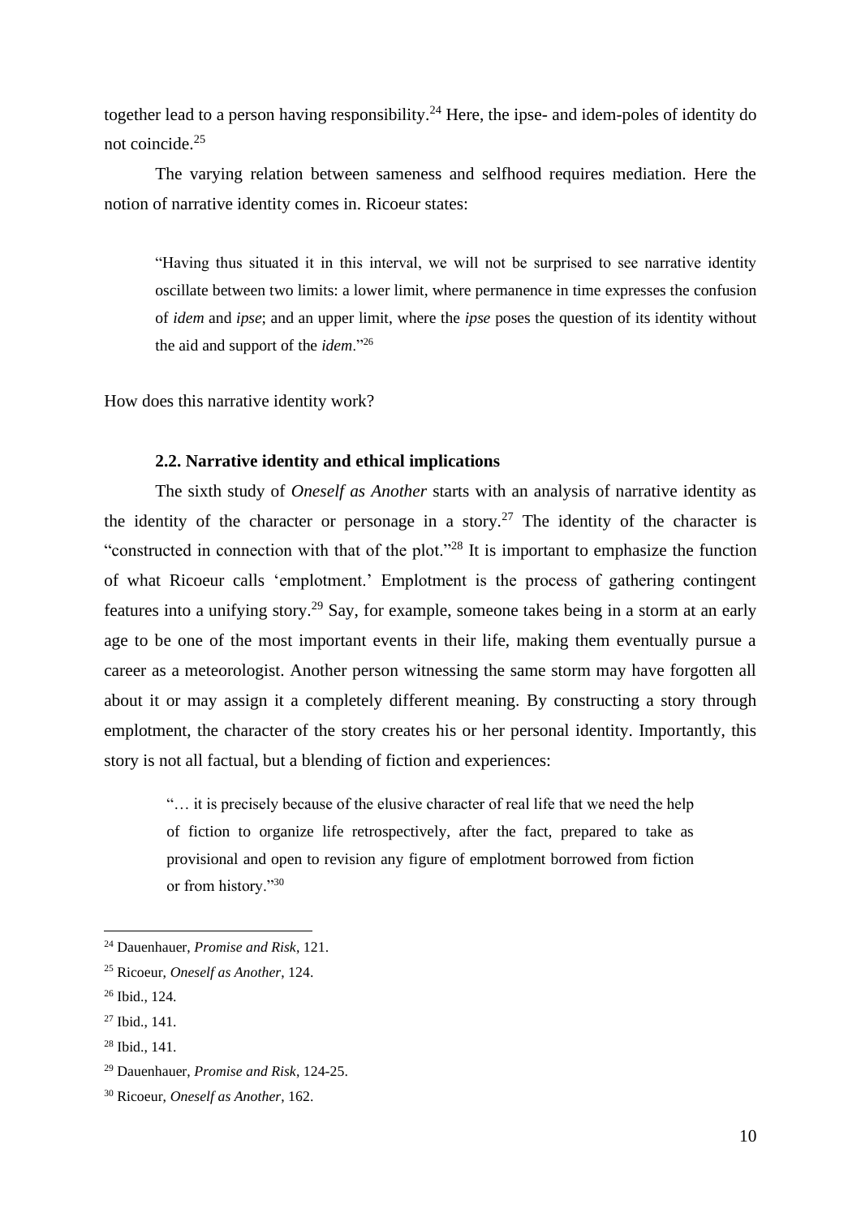together lead to a person having responsibility.[24] Here, the ipse- and idem-poles of identity do not coincide.[25]

The varying relation between sameness and selfhood requires mediation. Here the notion of narrative identity comes in. Ricoeur states:

> "Having thus situated it in this interval, we will not be surprised to see narrative identity oscillate between two limits: a lower limit, where permanence in time expresses the confusion of *idem* and *ipse*; and an upper limit, where the *ipse* poses the question of its identity without the aid and support of the *idem*."[26]

How does this narrative identity work?

### 2.2. Narrative identity and ethical implications

The sixth study of *Oneself as Another* starts with an analysis of narrative identity as the identity of the character or personage in a story.[27] The identity of the character is "constructed in connection with that of the plot."[28] It is important to emphasize the function of what Ricoeur calls 'emplotment.' Emplotment is the process of gathering contingent features into a unifying story.[29] Say, for example, someone takes being in a storm at an early age to be one of the most important events in their life, making them eventually pursue a career as a meteorologist. Another person witnessing the same storm may have forgotten all about it or may assign it a completely different meaning. By constructing a story through emplotment, the character of the story creates his or her personal identity. Importantly, this story is not all factual, but a blending of fiction and experiences:

> "… it is precisely because of the elusive character of real life that we need the help of fiction to organize life retrospectively, after the fact, prepared to take as provisional and open to revision any figure of emplotment borrowed from fiction or from history."[30]

---

[24] Dauenhauer, *Promise and Risk*, 121.

[25] Ricoeur, *Oneself as Another*, 124.

[26] Ibid., 124.

[27] Ibid., 141.

[28] Ibid., 141.

[29] Dauenhauer, *Promise and Risk*, 124-25.

[30] Ricoeur, *Oneself as Another*, 162.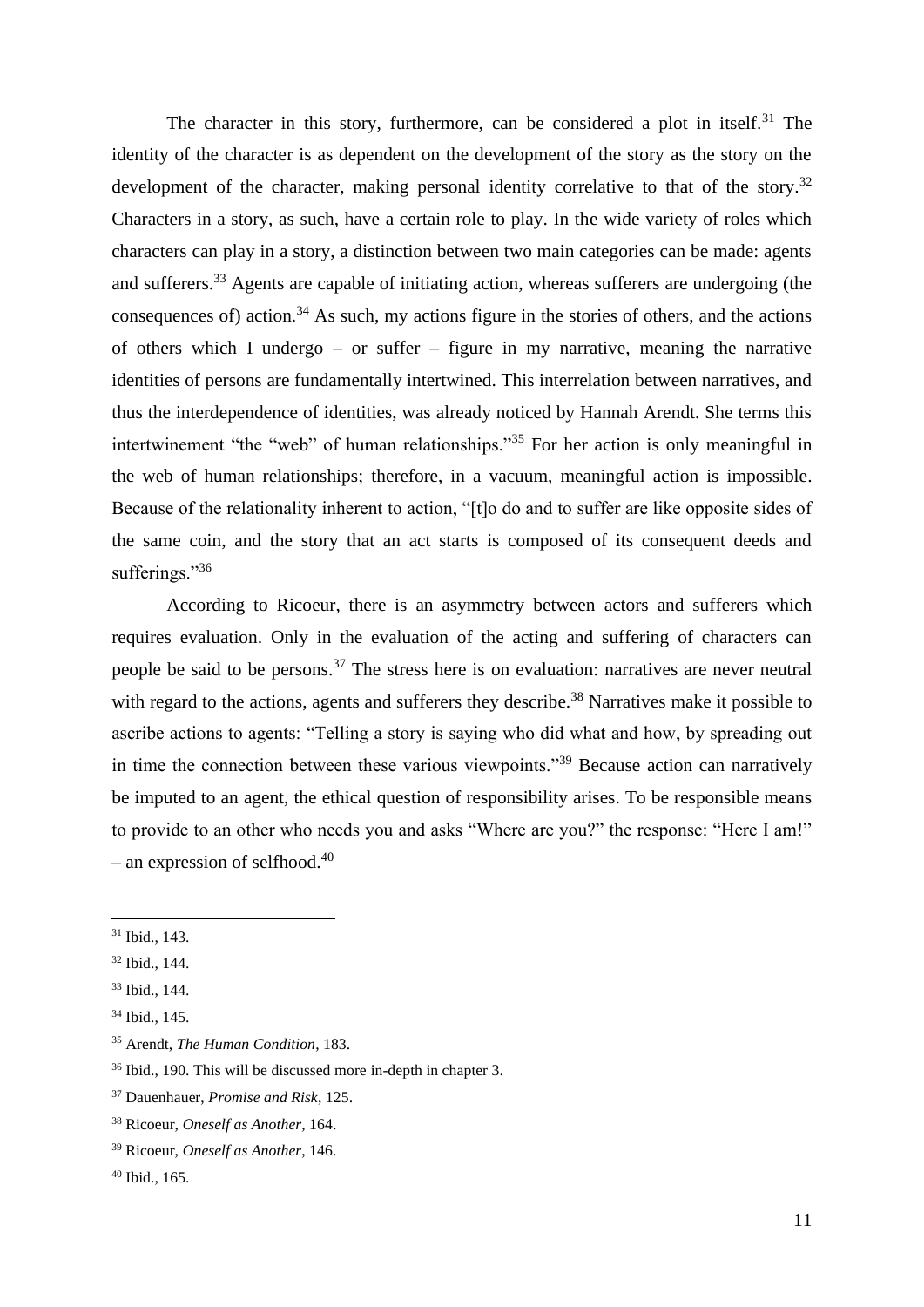The character in this story, furthermore, can be considered a plot in itself.[31] The identity of the character is as dependent on the development of the story as the story on the development of the character, making personal identity correlative to that of the story.[32] Characters in a story, as such, have a certain role to play. In the wide variety of roles which characters can play in a story, a distinction between two main categories can be made: agents and sufferers.[33] Agents are capable of initiating action, whereas sufferers are undergoing (the consequences of) action.[34] As such, my actions figure in the stories of others, and the actions of others which I undergo – or suffer – figure in my narrative, meaning the narrative identities of persons are fundamentally intertwined. This interrelation between narratives, and thus the interdependence of identities, was already noticed by Hannah Arendt. She terms this intertwinement "the "web" of human relationships."[35] For her action is only meaningful in the web of human relationships; therefore, in a vacuum, meaningful action is impossible. Because of the relationality inherent to action, "[t]o do and to suffer are like opposite sides of the same coin, and the story that an act starts is composed of its consequent deeds and sufferings."[36]

According to Ricoeur, there is an asymmetry between actors and sufferers which requires evaluation. Only in the evaluation of the acting and suffering of characters can people be said to be persons.[37] The stress here is on evaluation: narratives are never neutral with regard to the actions, agents and sufferers they describe.[38] Narratives make it possible to ascribe actions to agents: "Telling a story is saying who did what and how, by spreading out in time the connection between these various viewpoints."[39] Because action can narratively be imputed to an agent, the ethical question of responsibility arises. To be responsible means to provide to an other who needs you and asks "Where are you?" the response: "Here I am!" – an expression of selfhood.[40]

---

[31] Ibid., 143.

[32] Ibid., 144.

[33] Ibid., 144.

[34] Ibid., 145.

[35] Arendt, *The Human Condition*, 183.

[36] Ibid., 190. This will be discussed more in-depth in chapter 3.

[37] Dauenhauer, *Promise and Risk*, 125.

[38] Ricoeur, *Oneself as Another*, 164.

[39] Ricoeur, *Oneself as Another*, 146.

[40] Ibid., 165.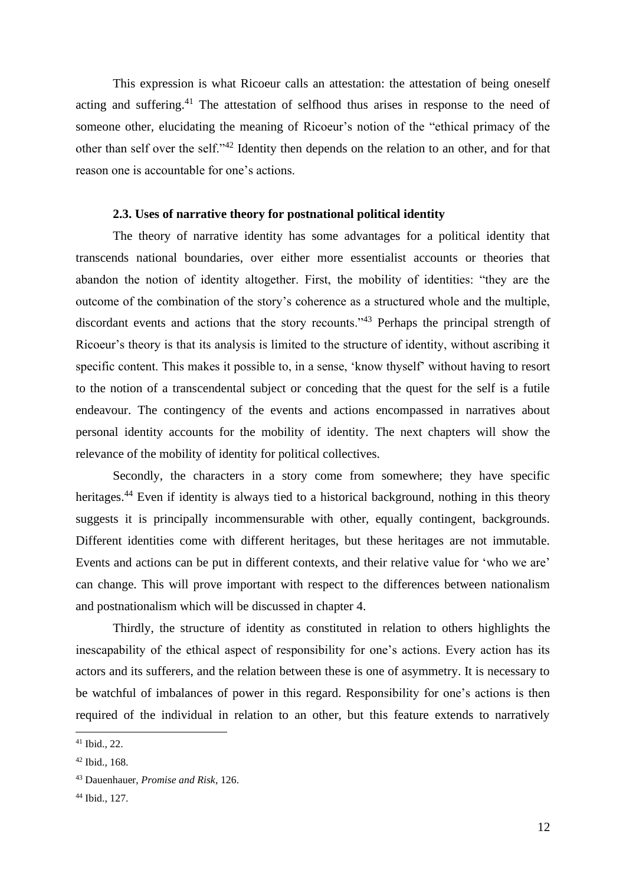This expression is what Ricoeur calls an attestation: the attestation of being oneself acting and suffering.[41] The attestation of selfhood thus arises in response to the need of someone other, elucidating the meaning of Ricoeur's notion of the "ethical primacy of the other than self over the self."[42] Identity then depends on the relation to an other, and for that reason one is accountable for one's actions.

### 2.3. Uses of narrative theory for postnational political identity

The theory of narrative identity has some advantages for a political identity that transcends national boundaries, over either more essentialist accounts or theories that abandon the notion of identity altogether. First, the mobility of identities: "they are the outcome of the combination of the story's coherence as a structured whole and the multiple, discordant events and actions that the story recounts."[43] Perhaps the principal strength of Ricoeur's theory is that its analysis is limited to the structure of identity, without ascribing it specific content. This makes it possible to, in a sense, 'know thyself' without having to resort to the notion of a transcendental subject or conceding that the quest for the self is a futile endeavour. The contingency of the events and actions encompassed in narratives about personal identity accounts for the mobility of identity. The next chapters will show the relevance of the mobility of identity for political collectives.

Secondly, the characters in a story come from somewhere; they have specific heritages.[44] Even if identity is always tied to a historical background, nothing in this theory suggests it is principally incommensurable with other, equally contingent, backgrounds. Different identities come with different heritages, but these heritages are not immutable. Events and actions can be put in different contexts, and their relative value for 'who we are' can change. This will prove important with respect to the differences between nationalism and postnationalism which will be discussed in chapter 4.

Thirdly, the structure of identity as constituted in relation to others highlights the inescapability of the ethical aspect of responsibility for one's actions. Every action has its actors and its sufferers, and the relation between these is one of asymmetry. It is necessary to be watchful of imbalances of power in this regard. Responsibility for one's actions is then required of the individual in relation to an other, but this feature extends to narratively

---

[41] Ibid., 22.

[42] Ibid., 168.

[43] Dauenhauer, *Promise and Risk*, 126.

[44] Ibid., 127.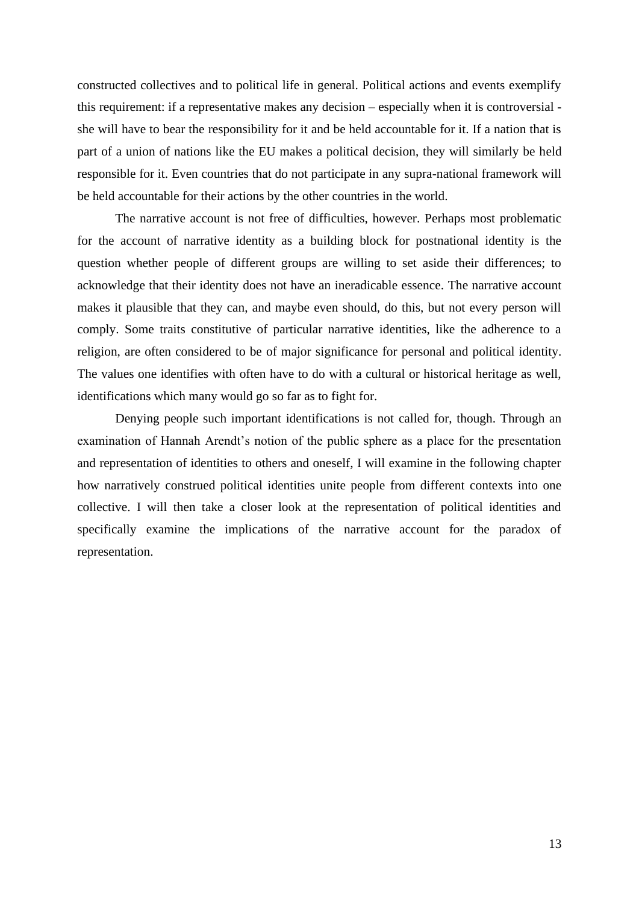constructed collectives and to political life in general. Political actions and events exemplify this requirement: if a representative makes any decision – especially when it is controversial - she will have to bear the responsibility for it and be held accountable for it. If a nation that is part of a union of nations like the EU makes a political decision, they will similarly be held responsible for it. Even countries that do not participate in any supra-national framework will be held accountable for their actions by the other countries in the world.

The narrative account is not free of difficulties, however. Perhaps most problematic for the account of narrative identity as a building block for postnational identity is the question whether people of different groups are willing to set aside their differences; to acknowledge that their identity does not have an ineradicable essence. The narrative account makes it plausible that they can, and maybe even should, do this, but not every person will comply. Some traits constitutive of particular narrative identities, like the adherence to a religion, are often considered to be of major significance for personal and political identity. The values one identifies with often have to do with a cultural or historical heritage as well, identifications which many would go so far as to fight for.

Denying people such important identifications is not called for, though. Through an examination of Hannah Arendt's notion of the public sphere as a place for the presentation and representation of identities to others and oneself, I will examine in the following chapter how narratively construed political identities unite people from different contexts into one collective. I will then take a closer look at the representation of political identities and specifically examine the implications of the narrative account for the paradox of representation.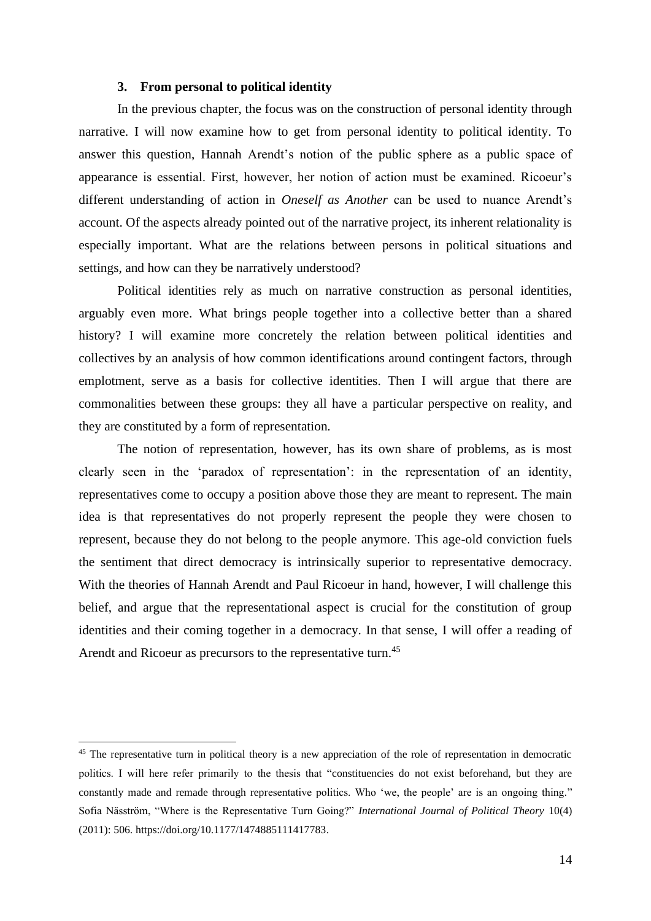## 3. From personal to political identity

In the previous chapter, the focus was on the construction of personal identity through narrative. I will now examine how to get from personal identity to political identity. To answer this question, Hannah Arendt's notion of the public sphere as a public space of appearance is essential. First, however, her notion of action must be examined. Ricoeur's different understanding of action in *Oneself as Another* can be used to nuance Arendt's account. Of the aspects already pointed out of the narrative project, its inherent relationality is especially important. What are the relations between persons in political situations and settings, and how can they be narratively understood?

Political identities rely as much on narrative construction as personal identities, arguably even more. What brings people together into a collective better than a shared history? I will examine more concretely the relation between political identities and collectives by an analysis of how common identifications around contingent factors, through emplotment, serve as a basis for collective identities. Then I will argue that there are commonalities between these groups: they all have a particular perspective on reality, and they are constituted by a form of representation.

The notion of representation, however, has its own share of problems, as is most clearly seen in the 'paradox of representation': in the representation of an identity, representatives come to occupy a position above those they are meant to represent. The main idea is that representatives do not properly represent the people they were chosen to represent, because they do not belong to the people anymore. This age-old conviction fuels the sentiment that direct democracy is intrinsically superior to representative democracy. With the theories of Hannah Arendt and Paul Ricoeur in hand, however, I will challenge this belief, and argue that the representational aspect is crucial for the constitution of group identities and their coming together in a democracy. In that sense, I will offer a reading of Arendt and Ricoeur as precursors to the representative turn.[45]

---

[45] The representative turn in political theory is a new appreciation of the role of representation in democratic politics. I will here refer primarily to the thesis that "constituencies do not exist beforehand, but they are constantly made and remade through representative politics. Who 'we, the people' are is an ongoing thing." Sofia Näsström, "Where is the Representative Turn Going?" *International Journal of Political Theory* 10(4) (2011): 506. https://doi.org/10.1177/1474885111417783.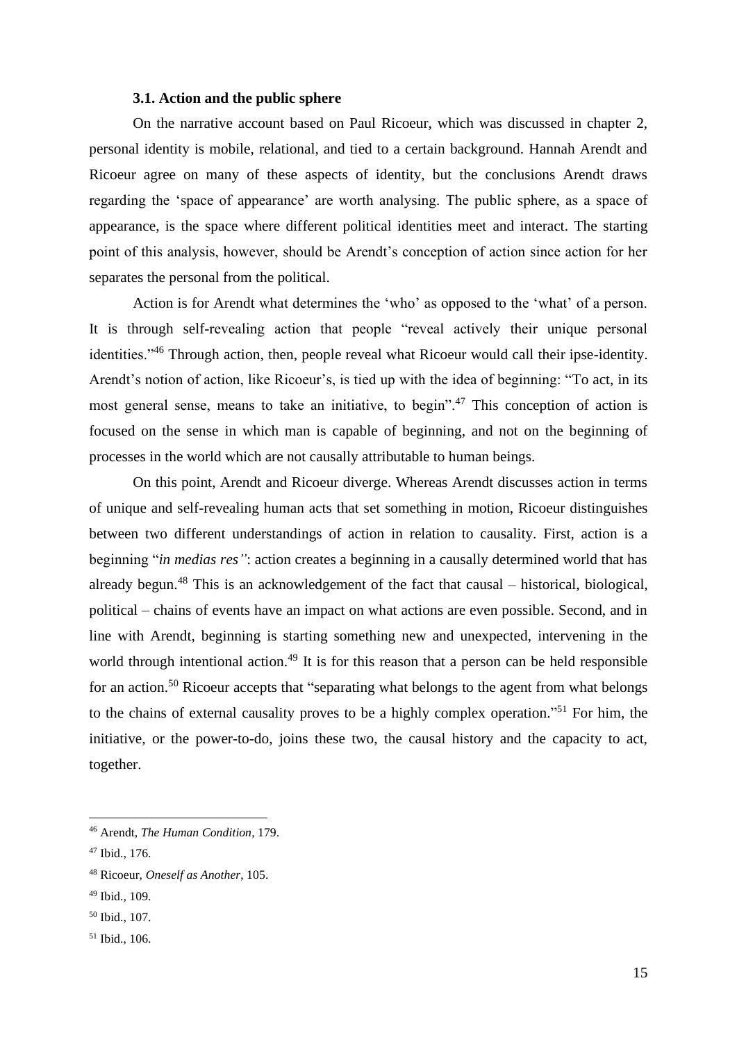### 3.1. Action and the public sphere

On the narrative account based on Paul Ricoeur, which was discussed in chapter 2, personal identity is mobile, relational, and tied to a certain background. Hannah Arendt and Ricoeur agree on many of these aspects of identity, but the conclusions Arendt draws regarding the 'space of appearance' are worth analysing. The public sphere, as a space of appearance, is the space where different political identities meet and interact. The starting point of this analysis, however, should be Arendt's conception of action since action for her separates the personal from the political.

Action is for Arendt what determines the 'who' as opposed to the 'what' of a person. It is through self-revealing action that people "reveal actively their unique personal identities."[46] Through action, then, people reveal what Ricoeur would call their ipse-identity. Arendt's notion of action, like Ricoeur's, is tied up with the idea of beginning: "To act, in its most general sense, means to take an initiative, to begin".[47] This conception of action is focused on the sense in which man is capable of beginning, and not on the beginning of processes in the world which are not causally attributable to human beings.

On this point, Arendt and Ricoeur diverge. Whereas Arendt discusses action in terms of unique and self-revealing human acts that set something in motion, Ricoeur distinguishes between two different understandings of action in relation to causality. First, action is a beginning "*in medias res"*: action creates a beginning in a causally determined world that has already begun.[48] This is an acknowledgement of the fact that causal – historical, biological, political – chains of events have an impact on what actions are even possible. Second, and in line with Arendt, beginning is starting something new and unexpected, intervening in the world through intentional action.[49] It is for this reason that a person can be held responsible for an action.[50] Ricoeur accepts that "separating what belongs to the agent from what belongs to the chains of external causality proves to be a highly complex operation."[51] For him, the initiative, or the power-to-do, joins these two, the causal history and the capacity to act, together.

---

[46] Arendt, *The Human Condition*, 179.

[47] Ibid., 176.

[48] Ricoeur, *Oneself as Another*, 105.

[49] Ibid., 109.

[50] Ibid., 107.

[51] Ibid., 106.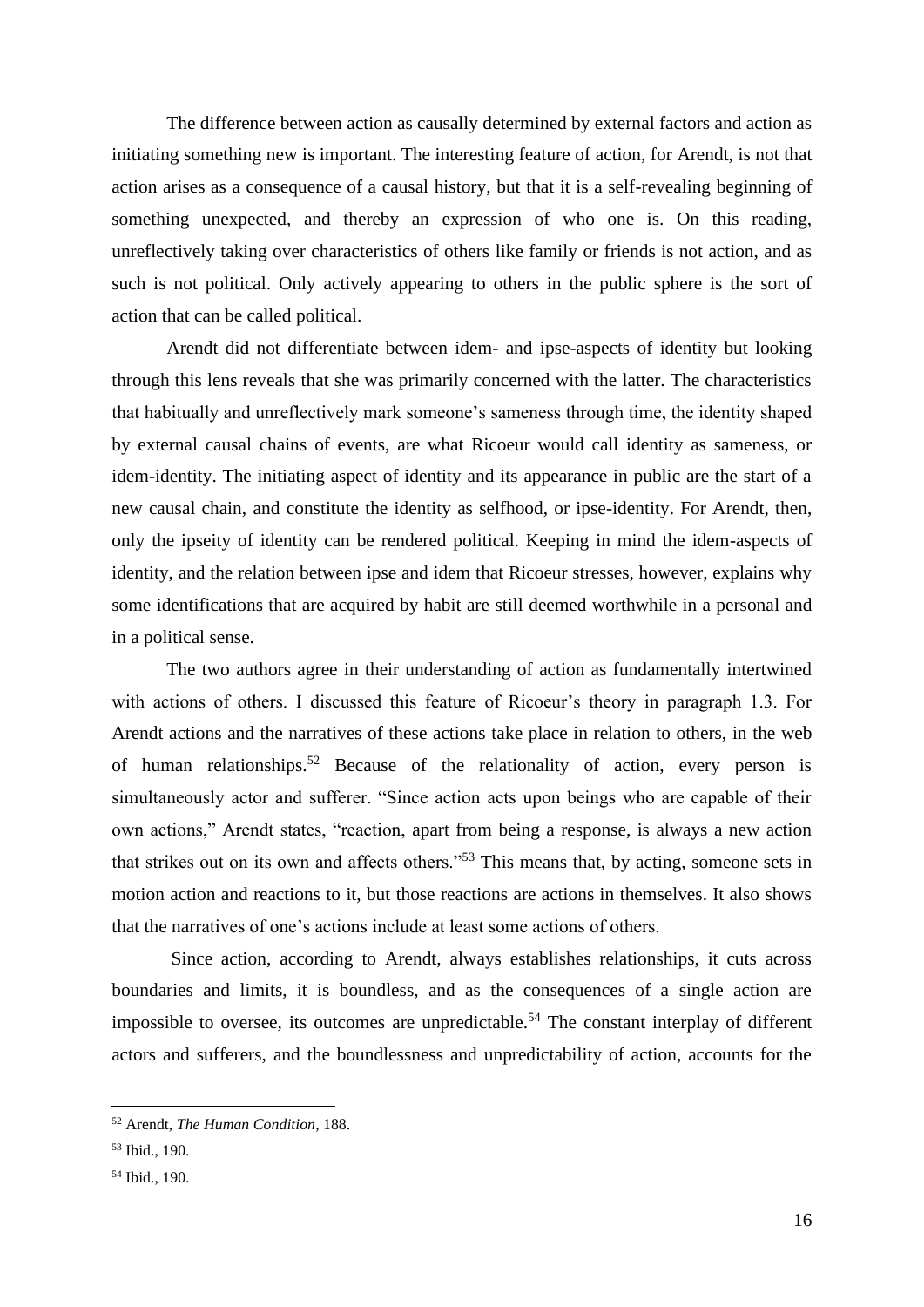The difference between action as causally determined by external factors and action as initiating something new is important. The interesting feature of action, for Arendt, is not that action arises as a consequence of a causal history, but that it is a self-revealing beginning of something unexpected, and thereby an expression of who one is. On this reading, unreflectively taking over characteristics of others like family or friends is not action, and as such is not political. Only actively appearing to others in the public sphere is the sort of action that can be called political.

Arendt did not differentiate between idem- and ipse-aspects of identity but looking through this lens reveals that she was primarily concerned with the latter. The characteristics that habitually and unreflectively mark someone's sameness through time, the identity shaped by external causal chains of events, are what Ricoeur would call identity as sameness, or idem-identity. The initiating aspect of identity and its appearance in public are the start of a new causal chain, and constitute the identity as selfhood, or ipse-identity. For Arendt, then, only the ipseity of identity can be rendered political. Keeping in mind the idem-aspects of identity, and the relation between ipse and idem that Ricoeur stresses, however, explains why some identifications that are acquired by habit are still deemed worthwhile in a personal and in a political sense.

The two authors agree in their understanding of action as fundamentally intertwined with actions of others. I discussed this feature of Ricoeur's theory in paragraph 1.3. For Arendt actions and the narratives of these actions take place in relation to others, in the web of human relationships.[52] Because of the relationality of action, every person is simultaneously actor and sufferer. "Since action acts upon beings who are capable of their own actions," Arendt states, "reaction, apart from being a response, is always a new action that strikes out on its own and affects others."[53] This means that, by acting, someone sets in motion action and reactions to it, but those reactions are actions in themselves. It also shows that the narratives of one's actions include at least some actions of others.

Since action, according to Arendt, always establishes relationships, it cuts across boundaries and limits, it is boundless, and as the consequences of a single action are impossible to oversee, its outcomes are unpredictable.[54] The constant interplay of different actors and sufferers, and the boundlessness and unpredictability of action, accounts for the

---

[52] Arendt, *The Human Condition*, 188.

[53] Ibid., 190.

[54] Ibid., 190.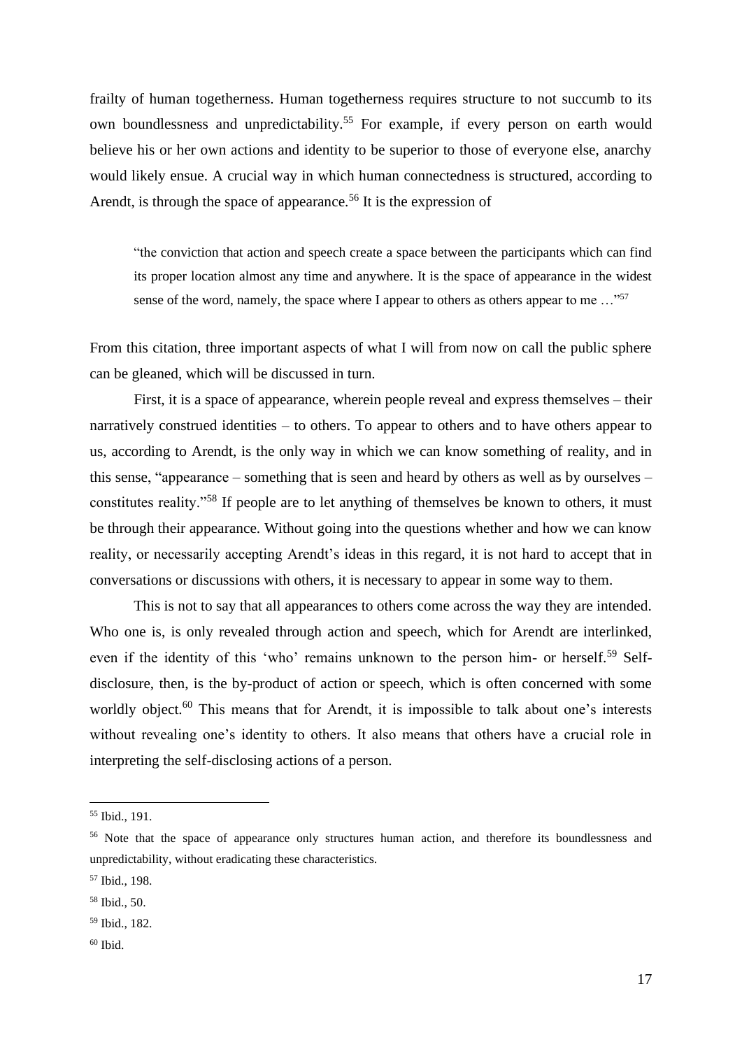frailty of human togetherness. Human togetherness requires structure to not succumb to its own boundlessness and unpredictability.[55] For example, if every person on earth would believe his or her own actions and identity to be superior to those of everyone else, anarchy would likely ensue. A crucial way in which human connectedness is structured, according to Arendt, is through the space of appearance.[56] It is the expression of

> "the conviction that action and speech create a space between the participants which can find its proper location almost any time and anywhere. It is the space of appearance in the widest sense of the word, namely, the space where I appear to others as others appear to me …"[57]

From this citation, three important aspects of what I will from now on call the public sphere can be gleaned, which will be discussed in turn.

First, it is a space of appearance, wherein people reveal and express themselves – their narratively construed identities – to others. To appear to others and to have others appear to us, according to Arendt, is the only way in which we can know something of reality, and in this sense, "appearance – something that is seen and heard by others as well as by ourselves – constitutes reality."[58] If people are to let anything of themselves be known to others, it must be through their appearance. Without going into the questions whether and how we can know reality, or necessarily accepting Arendt's ideas in this regard, it is not hard to accept that in conversations or discussions with others, it is necessary to appear in some way to them.

This is not to say that all appearances to others come across the way they are intended. Who one is, is only revealed through action and speech, which for Arendt are interlinked, even if the identity of this 'who' remains unknown to the person him- or herself.[59] Self-disclosure, then, is the by-product of action or speech, which is often concerned with some worldly object.[60] This means that for Arendt, it is impossible to talk about one's interests without revealing one's identity to others. It also means that others have a crucial role in interpreting the self-disclosing actions of a person.

---

[55] Ibid., 191.

[56] Note that the space of appearance only structures human action, and therefore its boundlessness and unpredictability, without eradicating these characteristics.

[57] Ibid., 198.

[58] Ibid., 50.

[59] Ibid., 182.

[60] Ibid.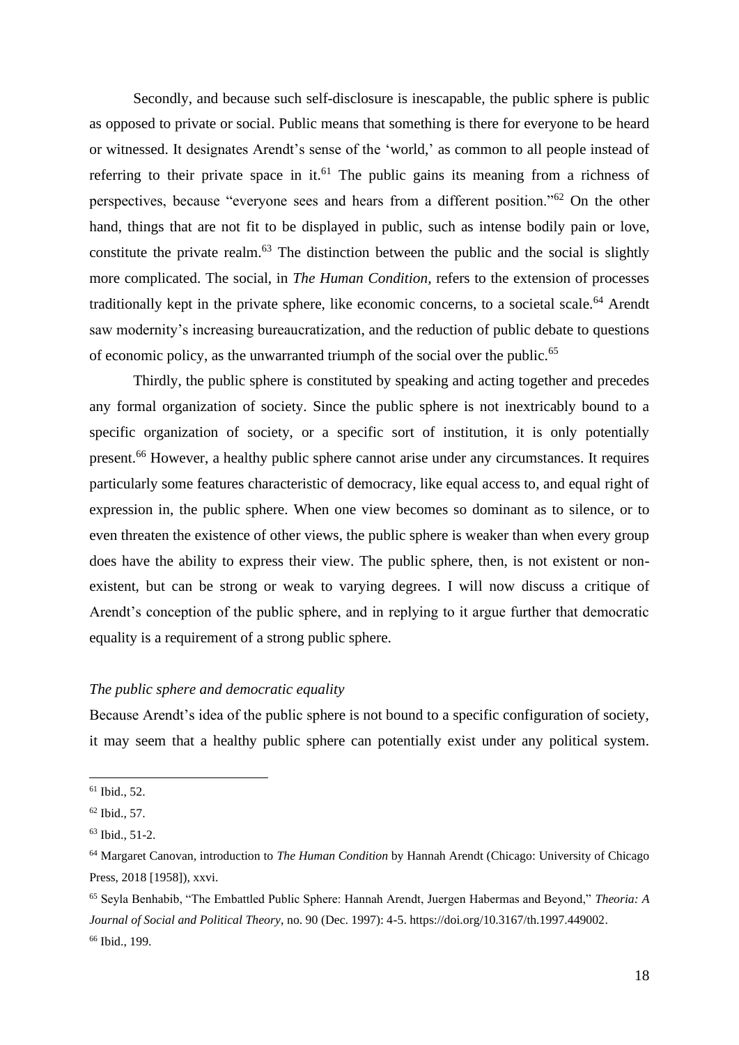Secondly, and because such self-disclosure is inescapable, the public sphere is public as opposed to private or social. Public means that something is there for everyone to be heard or witnessed. It designates Arendt's sense of the 'world,' as common to all people instead of referring to their private space in it.[61] The public gains its meaning from a richness of perspectives, because "everyone sees and hears from a different position."[62] On the other hand, things that are not fit to be displayed in public, such as intense bodily pain or love, constitute the private realm.[63] The distinction between the public and the social is slightly more complicated. The social, in *The Human Condition,* refers to the extension of processes traditionally kept in the private sphere, like economic concerns, to a societal scale.[64] Arendt saw modernity's increasing bureaucratization, and the reduction of public debate to questions of economic policy, as the unwarranted triumph of the social over the public.[65]

Thirdly, the public sphere is constituted by speaking and acting together and precedes any formal organization of society. Since the public sphere is not inextricably bound to a specific organization of society, or a specific sort of institution, it is only potentially present.[66] However, a healthy public sphere cannot arise under any circumstances. It requires particularly some features characteristic of democracy, like equal access to, and equal right of expression in, the public sphere. When one view becomes so dominant as to silence, or to even threaten the existence of other views, the public sphere is weaker than when every group does have the ability to express their view. The public sphere, then, is not existent or non-existent, but can be strong or weak to varying degrees. I will now discuss a critique of Arendt's conception of the public sphere, and in replying to it argue further that democratic equality is a requirement of a strong public sphere.

*The public sphere and democratic equality*

Because Arendt's idea of the public sphere is not bound to a specific configuration of society, it may seem that a healthy public sphere can potentially exist under any political system.

---

[61] Ibid., 52.

[62] Ibid., 57.

[63] Ibid., 51-2.

[64] Margaret Canovan, introduction to *The Human Condition* by Hannah Arendt (Chicago: University of Chicago Press, 2018 [1958]), xxvi.

[65] Seyla Benhabib, "The Embattled Public Sphere: Hannah Arendt, Juergen Habermas and Beyond," *Theoria: A Journal of Social and Political Theory*, no. 90 (Dec. 1997): 4-5. https://doi.org/10.3167/th.1997.449002.

[66] Ibid., 199.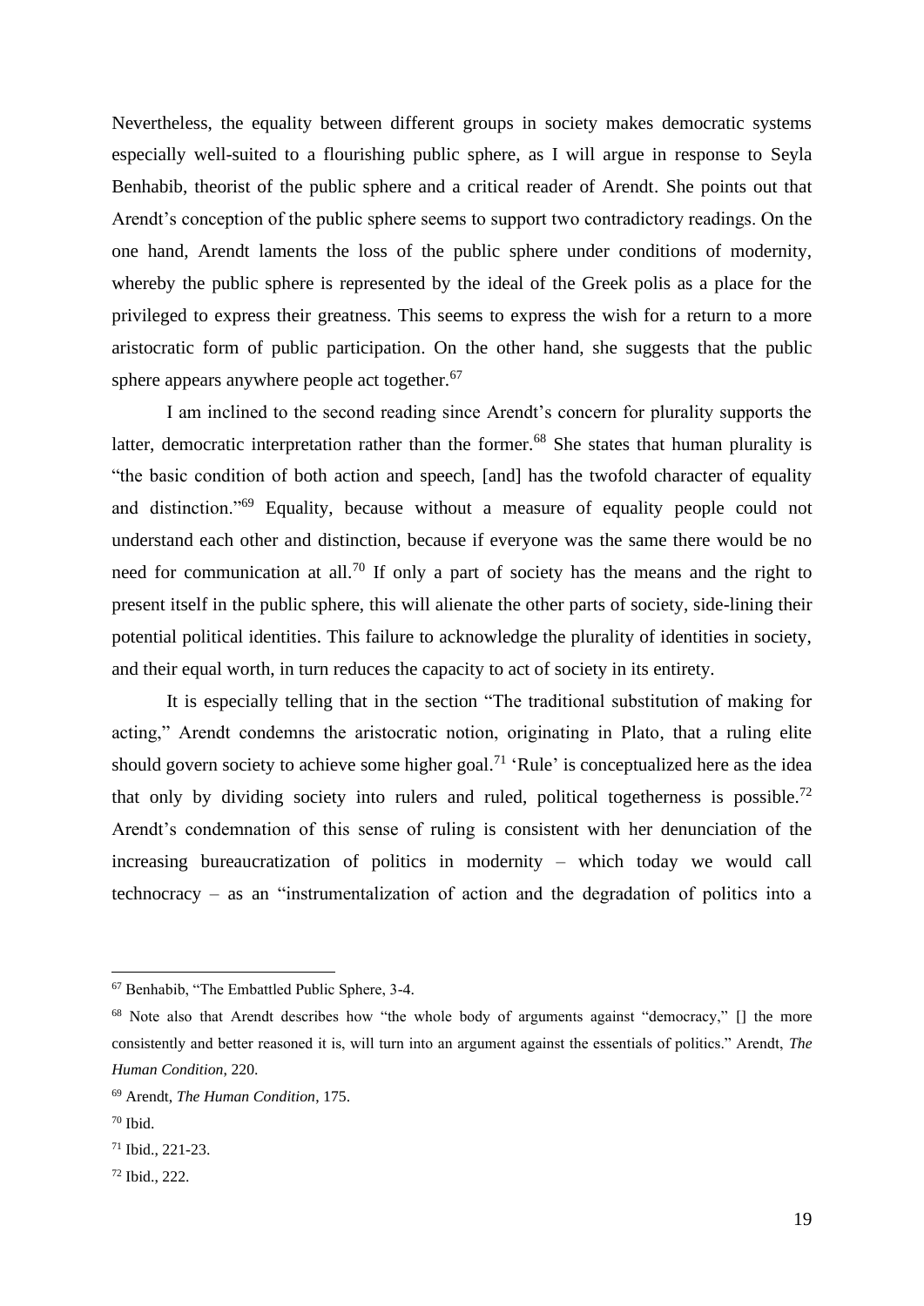Nevertheless, the equality between different groups in society makes democratic systems especially well-suited to a flourishing public sphere, as I will argue in response to Seyla Benhabib, theorist of the public sphere and a critical reader of Arendt. She points out that Arendt's conception of the public sphere seems to support two contradictory readings. On the one hand, Arendt laments the loss of the public sphere under conditions of modernity, whereby the public sphere is represented by the ideal of the Greek polis as a place for the privileged to express their greatness. This seems to express the wish for a return to a more aristocratic form of public participation. On the other hand, she suggests that the public sphere appears anywhere people act together.[67]

I am inclined to the second reading since Arendt's concern for plurality supports the latter, democratic interpretation rather than the former.[68] She states that human plurality is "the basic condition of both action and speech, [and] has the twofold character of equality and distinction."[69] Equality, because without a measure of equality people could not understand each other and distinction, because if everyone was the same there would be no need for communication at all.[70] If only a part of society has the means and the right to present itself in the public sphere, this will alienate the other parts of society, side-lining their potential political identities. This failure to acknowledge the plurality of identities in society, and their equal worth, in turn reduces the capacity to act of society in its entirety.

It is especially telling that in the section "The traditional substitution of making for acting," Arendt condemns the aristocratic notion, originating in Plato, that a ruling elite should govern society to achieve some higher goal.[71] 'Rule' is conceptualized here as the idea that only by dividing society into rulers and ruled, political togetherness is possible.[72] Arendt's condemnation of this sense of ruling is consistent with her denunciation of the increasing bureaucratization of politics in modernity – which today we would call technocracy – as an "instrumentalization of action and the degradation of politics into a

---

[67] Benhabib, "The Embattled Public Sphere, 3-4.

[68] Note also that Arendt describes how "the whole body of arguments against "democracy," [] the more consistently and better reasoned it is, will turn into an argument against the essentials of politics." Arendt, *The Human Condition*, 220.

[69] Arendt, *The Human Condition*, 175.

[70] Ibid.

[71] Ibid., 221-23.

[72] Ibid., 222.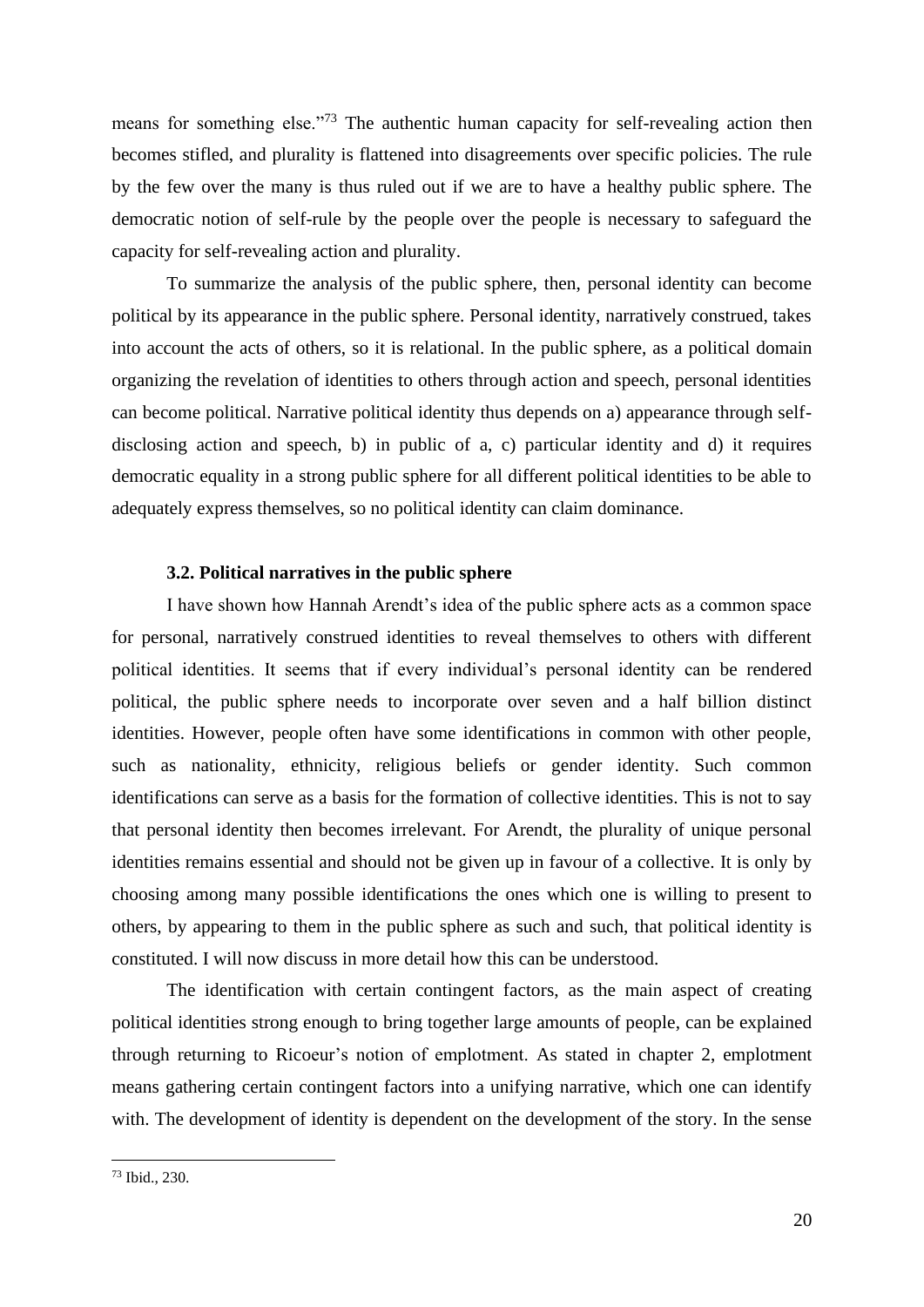means for something else."[73] The authentic human capacity for self-revealing action then becomes stifled, and plurality is flattened into disagreements over specific policies. The rule by the few over the many is thus ruled out if we are to have a healthy public sphere. The democratic notion of self-rule by the people over the people is necessary to safeguard the capacity for self-revealing action and plurality.

To summarize the analysis of the public sphere, then, personal identity can become political by its appearance in the public sphere. Personal identity, narratively construed, takes into account the acts of others, so it is relational. In the public sphere, as a political domain organizing the revelation of identities to others through action and speech, personal identities can become political. Narrative political identity thus depends on a) appearance through self-disclosing action and speech, b) in public of a, c) particular identity and d) it requires democratic equality in a strong public sphere for all different political identities to be able to adequately express themselves, so no political identity can claim dominance.

### 3.2. Political narratives in the public sphere

I have shown how Hannah Arendt's idea of the public sphere acts as a common space for personal, narratively construed identities to reveal themselves to others with different political identities. It seems that if every individual's personal identity can be rendered political, the public sphere needs to incorporate over seven and a half billion distinct identities. However, people often have some identifications in common with other people, such as nationality, ethnicity, religious beliefs or gender identity. Such common identifications can serve as a basis for the formation of collective identities. This is not to say that personal identity then becomes irrelevant. For Arendt, the plurality of unique personal identities remains essential and should not be given up in favour of a collective. It is only by choosing among many possible identifications the ones which one is willing to present to others, by appearing to them in the public sphere as such and such, that political identity is constituted. I will now discuss in more detail how this can be understood.

The identification with certain contingent factors, as the main aspect of creating political identities strong enough to bring together large amounts of people, can be explained through returning to Ricoeur's notion of emplotment. As stated in chapter 2, emplotment means gathering certain contingent factors into a unifying narrative, which one can identify with. The development of identity is dependent on the development of the story. In the sense

[73] Ibid., 230.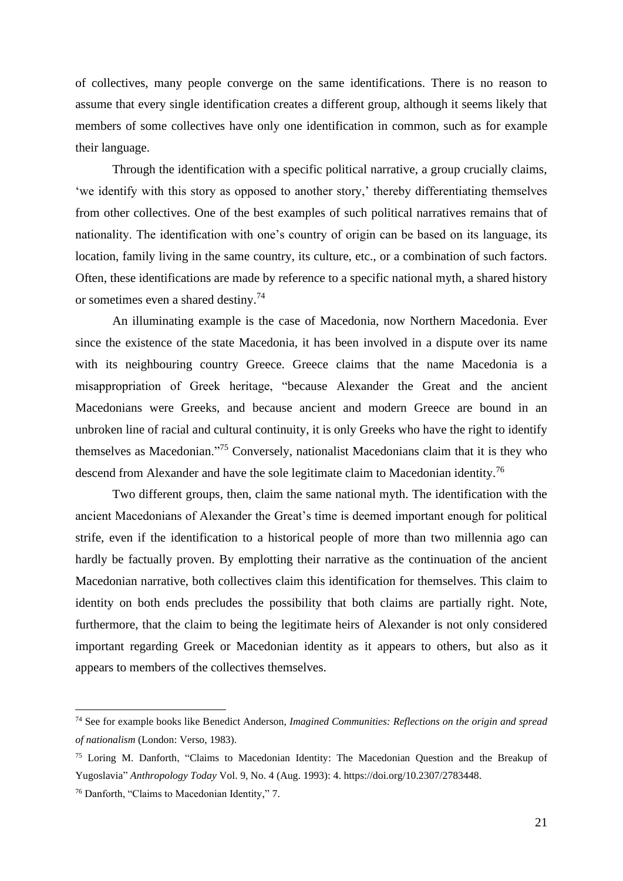of collectives, many people converge on the same identifications. There is no reason to assume that every single identification creates a different group, although it seems likely that members of some collectives have only one identification in common, such as for example their language.

Through the identification with a specific political narrative, a group crucially claims, 'we identify with this story as opposed to another story,' thereby differentiating themselves from other collectives. One of the best examples of such political narratives remains that of nationality. The identification with one's country of origin can be based on its language, its location, family living in the same country, its culture, etc., or a combination of such factors. Often, these identifications are made by reference to a specific national myth, a shared history or sometimes even a shared destiny.[74]

An illuminating example is the case of Macedonia, now Northern Macedonia. Ever since the existence of the state Macedonia, it has been involved in a dispute over its name with its neighbouring country Greece. Greece claims that the name Macedonia is a misappropriation of Greek heritage, "because Alexander the Great and the ancient Macedonians were Greeks, and because ancient and modern Greece are bound in an unbroken line of racial and cultural continuity, it is only Greeks who have the right to identify themselves as Macedonian."[75] Conversely, nationalist Macedonians claim that it is they who descend from Alexander and have the sole legitimate claim to Macedonian identity.[76]

Two different groups, then, claim the same national myth. The identification with the ancient Macedonians of Alexander the Great's time is deemed important enough for political strife, even if the identification to a historical people of more than two millennia ago can hardly be factually proven. By emplotting their narrative as the continuation of the ancient Macedonian narrative, both collectives claim this identification for themselves. This claim to identity on both ends precludes the possibility that both claims are partially right. Note, furthermore, that the claim to being the legitimate heirs of Alexander is not only considered important regarding Greek or Macedonian identity as it appears to others, but also as it appears to members of the collectives themselves.

---

[74] See for example books like Benedict Anderson, *Imagined Communities: Reflections on the origin and spread of nationalism* (London: Verso, 1983).

[75] Loring M. Danforth, "Claims to Macedonian Identity: The Macedonian Question and the Breakup of Yugoslavia" *Anthropology Today* Vol. 9, No. 4 (Aug. 1993): 4. https://doi.org/10.2307/2783448.

[76] Danforth, "Claims to Macedonian Identity," 7.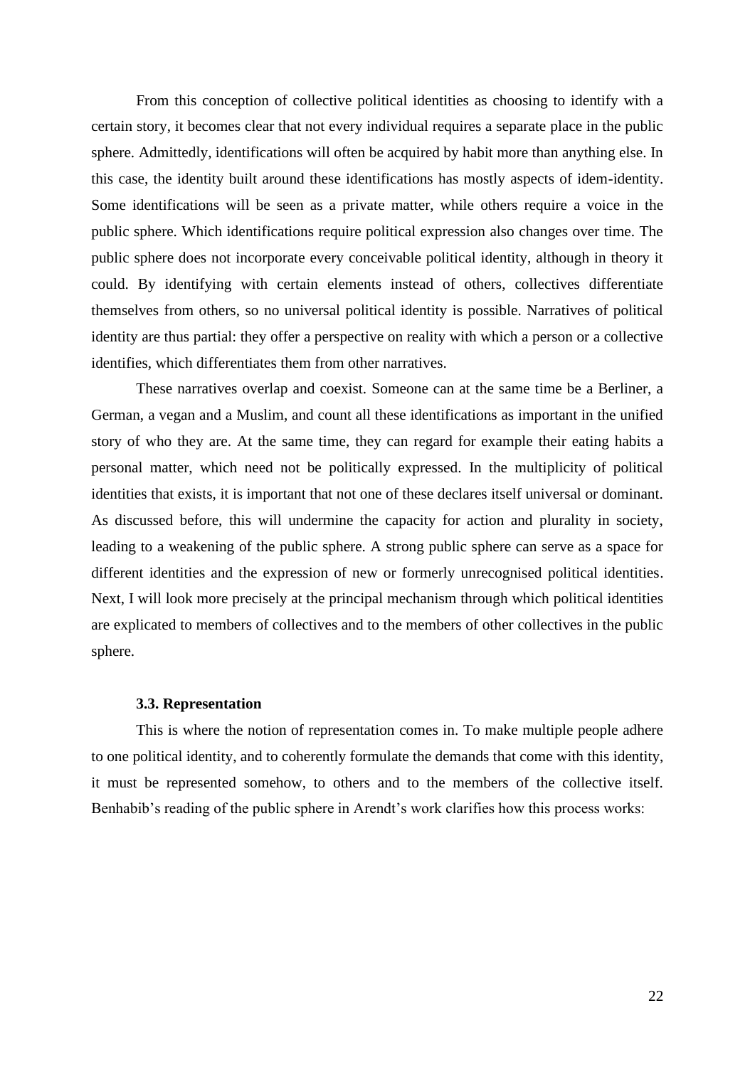From this conception of collective political identities as choosing to identify with a certain story, it becomes clear that not every individual requires a separate place in the public sphere. Admittedly, identifications will often be acquired by habit more than anything else. In this case, the identity built around these identifications has mostly aspects of idem-identity. Some identifications will be seen as a private matter, while others require a voice in the public sphere. Which identifications require political expression also changes over time. The public sphere does not incorporate every conceivable political identity, although in theory it could. By identifying with certain elements instead of others, collectives differentiate themselves from others, so no universal political identity is possible. Narratives of political identity are thus partial: they offer a perspective on reality with which a person or a collective identifies, which differentiates them from other narratives.

These narratives overlap and coexist. Someone can at the same time be a Berliner, a German, a vegan and a Muslim, and count all these identifications as important in the unified story of who they are. At the same time, they can regard for example their eating habits a personal matter, which need not be politically expressed. In the multiplicity of political identities that exists, it is important that not one of these declares itself universal or dominant. As discussed before, this will undermine the capacity for action and plurality in society, leading to a weakening of the public sphere. A strong public sphere can serve as a space for different identities and the expression of new or formerly unrecognised political identities. Next, I will look more precisely at the principal mechanism through which political identities are explicated to members of collectives and to the members of other collectives in the public sphere.

### 3.3. Representation

This is where the notion of representation comes in. To make multiple people adhere to one political identity, and to coherently formulate the demands that come with this identity, it must be represented somehow, to others and to the members of the collective itself. Benhabib's reading of the public sphere in Arendt's work clarifies how this process works: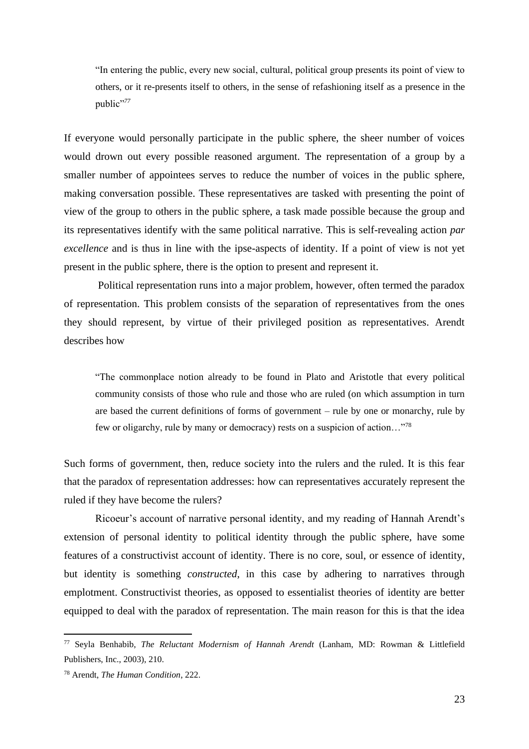> "In entering the public, every new social, cultural, political group presents its point of view to others, or it re-presents itself to others, in the sense of refashioning itself as a presence in the public"[77]

If everyone would personally participate in the public sphere, the sheer number of voices would drown out every possible reasoned argument. The representation of a group by a smaller number of appointees serves to reduce the number of voices in the public sphere, making conversation possible. These representatives are tasked with presenting the point of view of the group to others in the public sphere, a task made possible because the group and its representatives identify with the same political narrative. This is self-revealing action *par excellence* and is thus in line with the ipse-aspects of identity. If a point of view is not yet present in the public sphere, there is the option to present and represent it.

Political representation runs into a major problem, however, often termed the paradox of representation. This problem consists of the separation of representatives from the ones they should represent, by virtue of their privileged position as representatives. Arendt describes how

> "The commonplace notion already to be found in Plato and Aristotle that every political community consists of those who rule and those who are ruled (on which assumption in turn are based the current definitions of forms of government – rule by one or monarchy, rule by few or oligarchy, rule by many or democracy) rests on a suspicion of action…"[78]

Such forms of government, then, reduce society into the rulers and the ruled. It is this fear that the paradox of representation addresses: how can representatives accurately represent the ruled if they have become the rulers?

Ricoeur's account of narrative personal identity, and my reading of Hannah Arendt's extension of personal identity to political identity through the public sphere, have some features of a constructivist account of identity. There is no core, soul, or essence of identity, but identity is something *constructed*, in this case by adhering to narratives through emplotment. Constructivist theories, as opposed to essentialist theories of identity are better equipped to deal with the paradox of representation. The main reason for this is that the idea

---

[77] Seyla Benhabib, *The Reluctant Modernism of Hannah Arendt* (Lanham, MD: Rowman & Littlefield Publishers, Inc., 2003), 210.

[78] Arendt, *The Human Condition*, 222.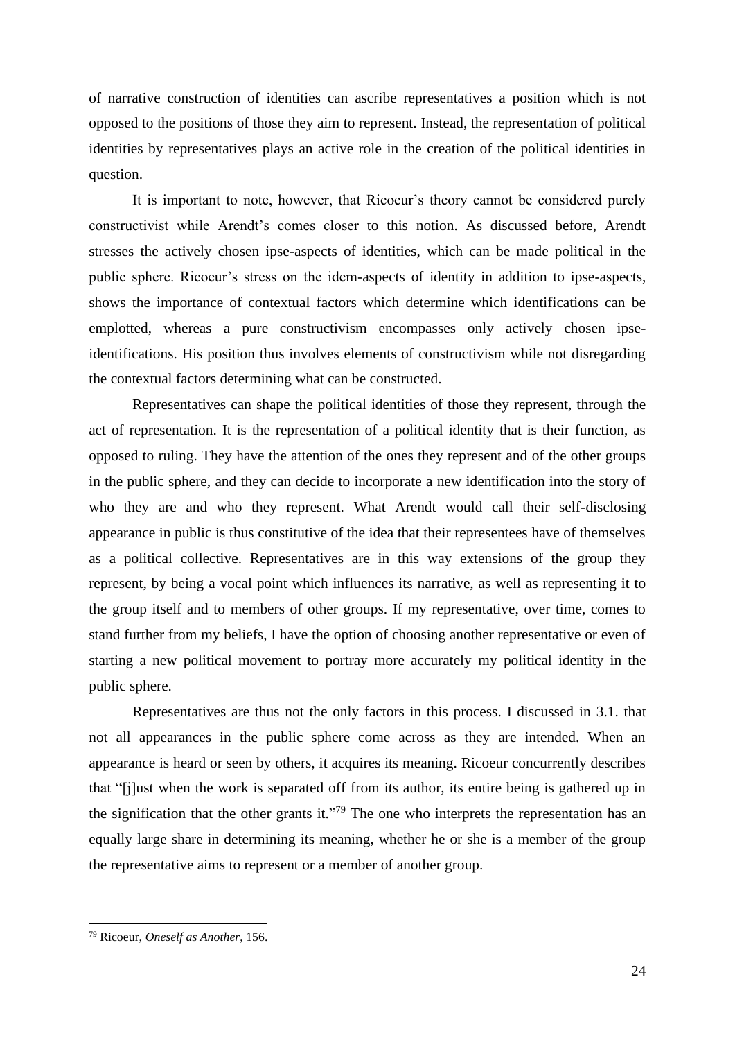of narrative construction of identities can ascribe representatives a position which is not opposed to the positions of those they aim to represent. Instead, the representation of political identities by representatives plays an active role in the creation of the political identities in question.

It is important to note, however, that Ricoeur's theory cannot be considered purely constructivist while Arendt's comes closer to this notion. As discussed before, Arendt stresses the actively chosen ipse-aspects of identities, which can be made political in the public sphere. Ricoeur's stress on the idem-aspects of identity in addition to ipse-aspects, shows the importance of contextual factors which determine which identifications can be emplotted, whereas a pure constructivism encompasses only actively chosen ipse-identifications. His position thus involves elements of constructivism while not disregarding the contextual factors determining what can be constructed.

Representatives can shape the political identities of those they represent, through the act of representation. It is the representation of a political identity that is their function, as opposed to ruling. They have the attention of the ones they represent and of the other groups in the public sphere, and they can decide to incorporate a new identification into the story of who they are and who they represent. What Arendt would call their self-disclosing appearance in public is thus constitutive of the idea that their representees have of themselves as a political collective. Representatives are in this way extensions of the group they represent, by being a vocal point which influences its narrative, as well as representing it to the group itself and to members of other groups. If my representative, over time, comes to stand further from my beliefs, I have the option of choosing another representative or even of starting a new political movement to portray more accurately my political identity in the public sphere.

Representatives are thus not the only factors in this process. I discussed in 3.1. that not all appearances in the public sphere come across as they are intended. When an appearance is heard or seen by others, it acquires its meaning. Ricoeur concurrently describes that "[j]ust when the work is separated off from its author, its entire being is gathered up in the signification that the other grants it."[79] The one who interprets the representation has an equally large share in determining its meaning, whether he or she is a member of the group the representative aims to represent or a member of another group.

[79] Ricoeur, *Oneself as Another*, 156.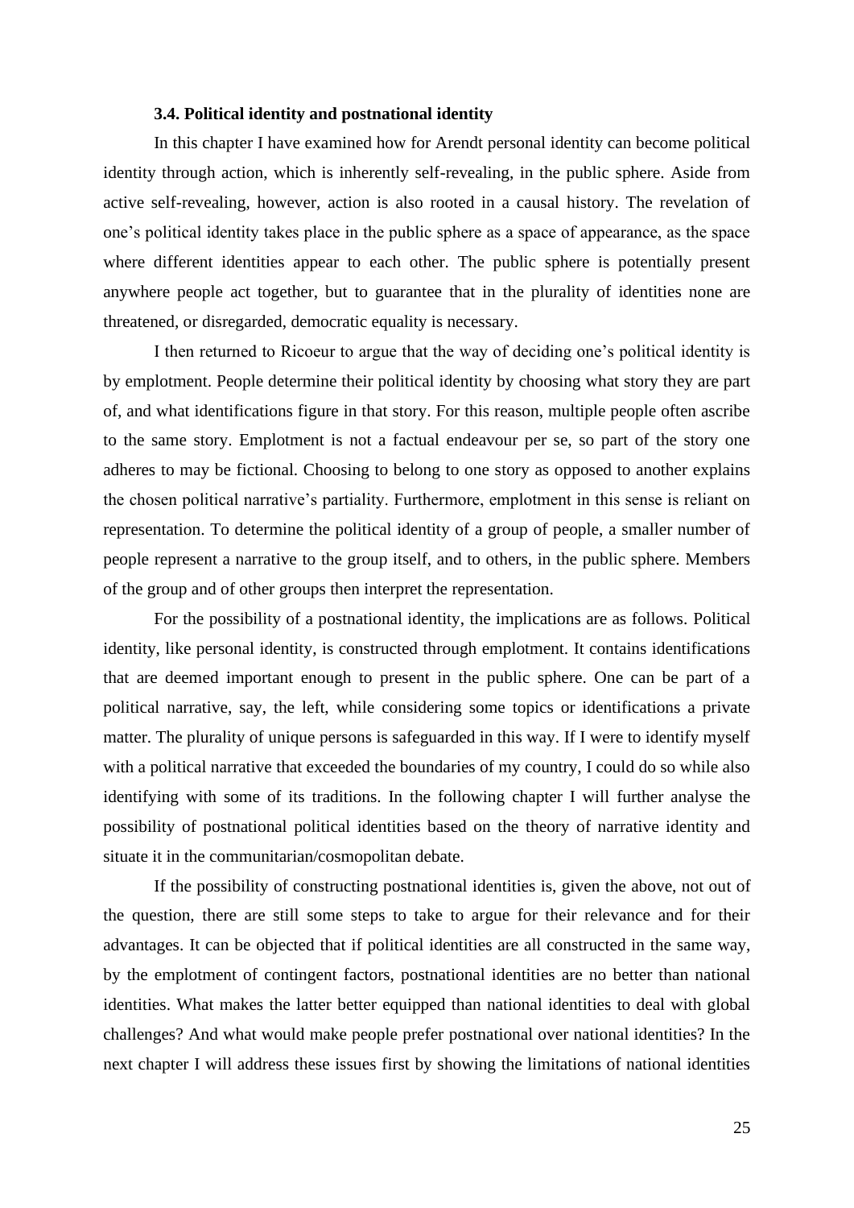### 3.4. Political identity and postnational identity

In this chapter I have examined how for Arendt personal identity can become political identity through action, which is inherently self-revealing, in the public sphere. Aside from active self-revealing, however, action is also rooted in a causal history. The revelation of one's political identity takes place in the public sphere as a space of appearance, as the space where different identities appear to each other. The public sphere is potentially present anywhere people act together, but to guarantee that in the plurality of identities none are threatened, or disregarded, democratic equality is necessary.

I then returned to Ricoeur to argue that the way of deciding one's political identity is by emplotment. People determine their political identity by choosing what story they are part of, and what identifications figure in that story. For this reason, multiple people often ascribe to the same story. Emplotment is not a factual endeavour per se, so part of the story one adheres to may be fictional. Choosing to belong to one story as opposed to another explains the chosen political narrative's partiality. Furthermore, emplotment in this sense is reliant on representation. To determine the political identity of a group of people, a smaller number of people represent a narrative to the group itself, and to others, in the public sphere. Members of the group and of other groups then interpret the representation.

For the possibility of a postnational identity, the implications are as follows. Political identity, like personal identity, is constructed through emplotment. It contains identifications that are deemed important enough to present in the public sphere. One can be part of a political narrative, say, the left, while considering some topics or identifications a private matter. The plurality of unique persons is safeguarded in this way. If I were to identify myself with a political narrative that exceeded the boundaries of my country, I could do so while also identifying with some of its traditions. In the following chapter I will further analyse the possibility of postnational political identities based on the theory of narrative identity and situate it in the communitarian/cosmopolitan debate.

If the possibility of constructing postnational identities is, given the above, not out of the question, there are still some steps to take to argue for their relevance and for their advantages. It can be objected that if political identities are all constructed in the same way, by the emplotment of contingent factors, postnational identities are no better than national identities. What makes the latter better equipped than national identities to deal with global challenges? And what would make people prefer postnational over national identities? In the next chapter I will address these issues first by showing the limitations of national identities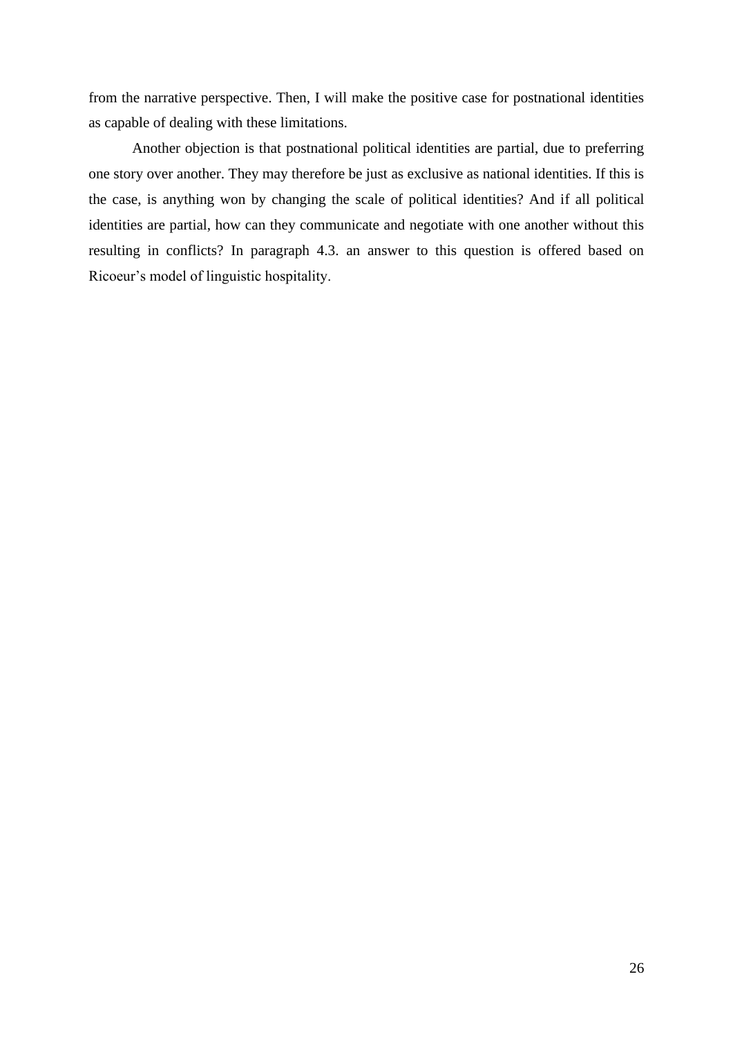from the narrative perspective. Then, I will make the positive case for postnational identities as capable of dealing with these limitations.

Another objection is that postnational political identities are partial, due to preferring one story over another. They may therefore be just as exclusive as national identities. If this is the case, is anything won by changing the scale of political identities? And if all political identities are partial, how can they communicate and negotiate with one another without this resulting in conflicts? In paragraph 4.3. an answer to this question is offered based on Ricoeur's model of linguistic hospitality.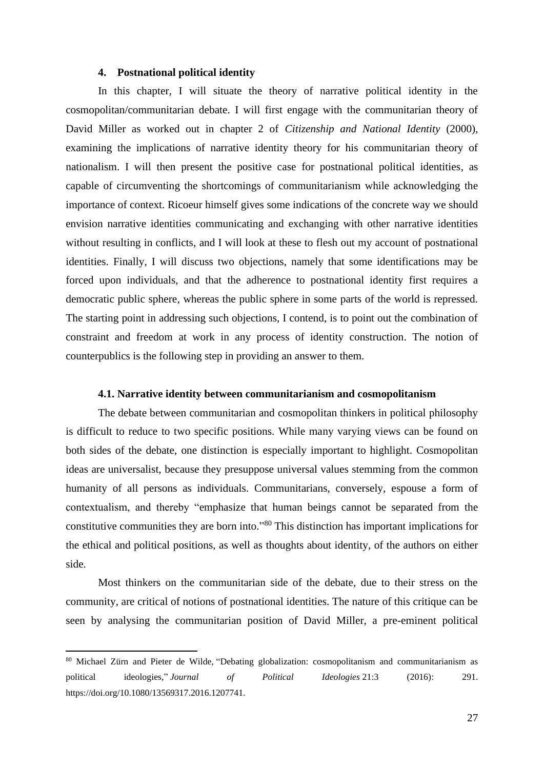## 4. Postnational political identity

In this chapter, I will situate the theory of narrative political identity in the cosmopolitan/communitarian debate. I will first engage with the communitarian theory of David Miller as worked out in chapter 2 of *Citizenship and National Identity* (2000), examining the implications of narrative identity theory for his communitarian theory of nationalism. I will then present the positive case for postnational political identities, as capable of circumventing the shortcomings of communitarianism while acknowledging the importance of context. Ricoeur himself gives some indications of the concrete way we should envision narrative identities communicating and exchanging with other narrative identities without resulting in conflicts, and I will look at these to flesh out my account of postnational identities. Finally, I will discuss two objections, namely that some identifications may be forced upon individuals, and that the adherence to postnational identity first requires a democratic public sphere, whereas the public sphere in some parts of the world is repressed. The starting point in addressing such objections, I contend, is to point out the combination of constraint and freedom at work in any process of identity construction. The notion of counterpublics is the following step in providing an answer to them.

### 4.1. Narrative identity between communitarianism and cosmopolitanism

The debate between communitarian and cosmopolitan thinkers in political philosophy is difficult to reduce to two specific positions. While many varying views can be found on both sides of the debate, one distinction is especially important to highlight. Cosmopolitan ideas are universalist, because they presuppose universal values stemming from the common humanity of all persons as individuals. Communitarians, conversely, espouse a form of contextualism, and thereby "emphasize that human beings cannot be separated from the constitutive communities they are born into."[80] This distinction has important implications for the ethical and political positions, as well as thoughts about identity, of the authors on either side.

Most thinkers on the communitarian side of the debate, due to their stress on the community, are critical of notions of postnational identities. The nature of this critique can be seen by analysing the communitarian position of David Miller, a pre-eminent political

---

[80] Michael Zürn and Pieter de Wilde, "Debating globalization: cosmopolitanism and communitarianism as political ideologies," *Journal of Political Ideologies* 21:3 (2016): 291. https://doi.org/10.1080/13569317.2016.1207741.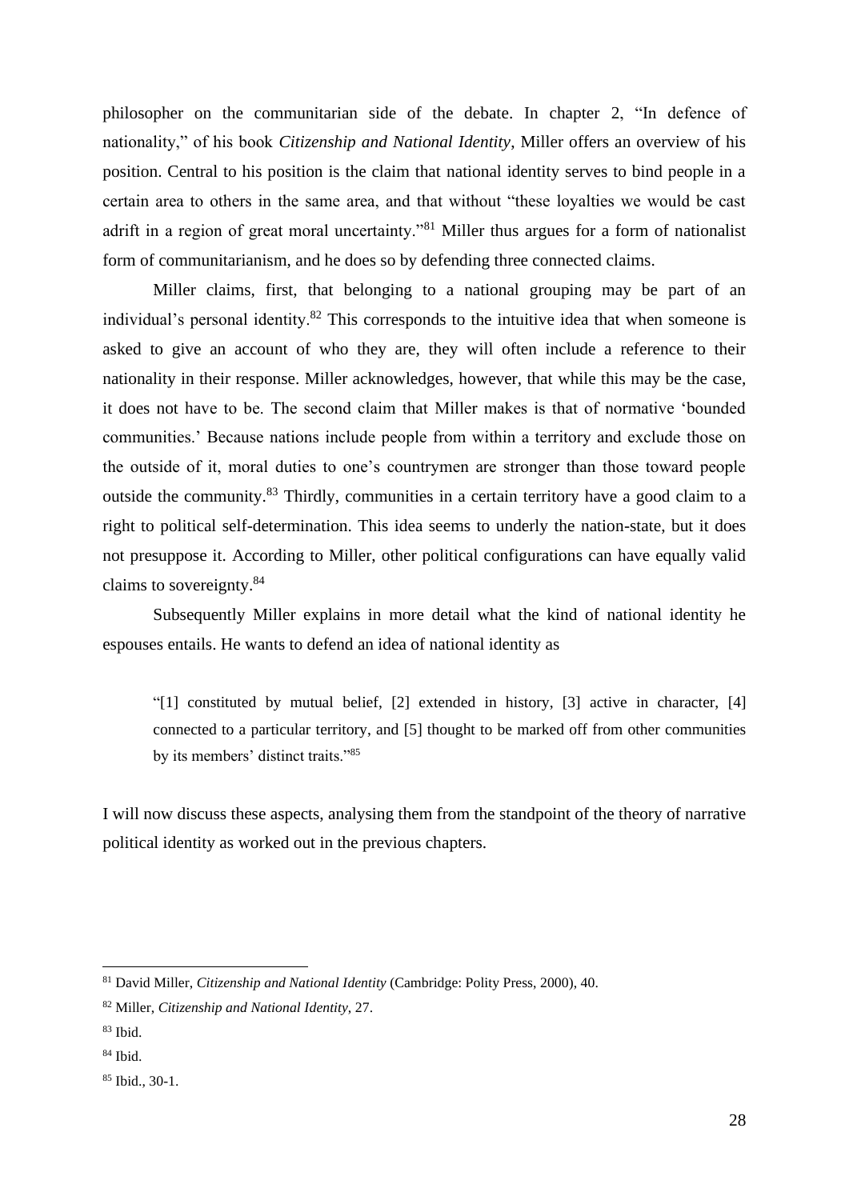philosopher on the communitarian side of the debate. In chapter 2, "In defence of nationality," of his book *Citizenship and National Identity*, Miller offers an overview of his position. Central to his position is the claim that national identity serves to bind people in a certain area to others in the same area, and that without "these loyalties we would be cast adrift in a region of great moral uncertainty."[81] Miller thus argues for a form of nationalist form of communitarianism, and he does so by defending three connected claims.

Miller claims, first, that belonging to a national grouping may be part of an individual's personal identity.[82] This corresponds to the intuitive idea that when someone is asked to give an account of who they are, they will often include a reference to their nationality in their response. Miller acknowledges, however, that while this may be the case, it does not have to be. The second claim that Miller makes is that of normative 'bounded communities.' Because nations include people from within a territory and exclude those on the outside of it, moral duties to one's countrymen are stronger than those toward people outside the community.[83] Thirdly, communities in a certain territory have a good claim to a right to political self-determination. This idea seems to underly the nation-state, but it does not presuppose it. According to Miller, other political configurations can have equally valid claims to sovereignty.[84]

Subsequently Miller explains in more detail what the kind of national identity he espouses entails. He wants to defend an idea of national identity as

> "[1] constituted by mutual belief, [2] extended in history, [3] active in character, [4] connected to a particular territory, and [5] thought to be marked off from other communities by its members' distinct traits."[85]

I will now discuss these aspects, analysing them from the standpoint of the theory of narrative political identity as worked out in the previous chapters.

---

[81] David Miller, *Citizenship and National Identity* (Cambridge: Polity Press, 2000), 40.

[82] Miller, *Citizenship and National Identity*, 27.

[83] Ibid.

[84] Ibid.

[85] Ibid., 30-1.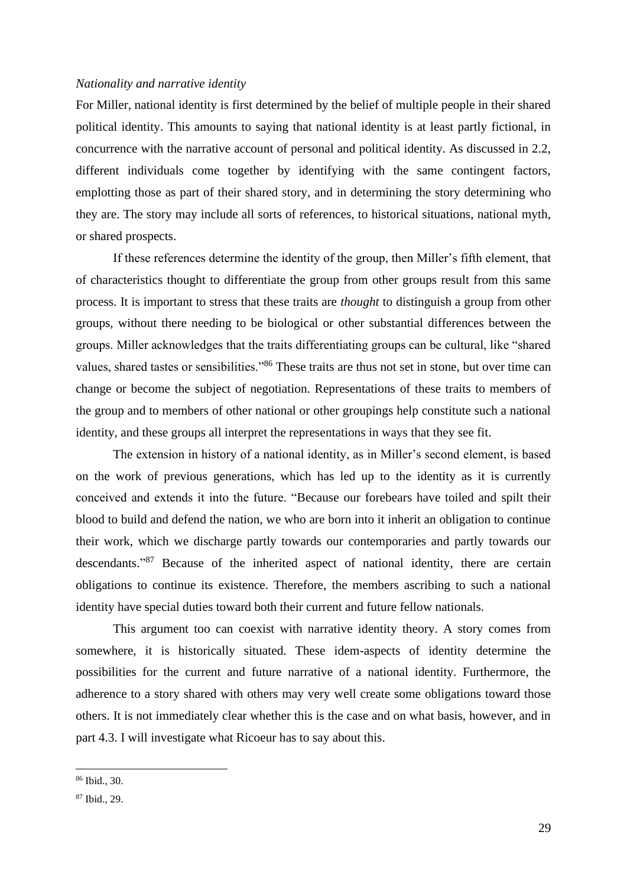*Nationality and narrative identity*

For Miller, national identity is first determined by the belief of multiple people in their shared political identity. This amounts to saying that national identity is at least partly fictional, in concurrence with the narrative account of personal and political identity. As discussed in 2.2, different individuals come together by identifying with the same contingent factors, emplotting those as part of their shared story, and in determining the story determining who they are. The story may include all sorts of references, to historical situations, national myth, or shared prospects.

If these references determine the identity of the group, then Miller's fifth element, that of characteristics thought to differentiate the group from other groups result from this same process. It is important to stress that these traits are *thought* to distinguish a group from other groups, without there needing to be biological or other substantial differences between the groups. Miller acknowledges that the traits differentiating groups can be cultural, like "shared values, shared tastes or sensibilities."[86] These traits are thus not set in stone, but over time can change or become the subject of negotiation. Representations of these traits to members of the group and to members of other national or other groupings help constitute such a national identity, and these groups all interpret the representations in ways that they see fit.

The extension in history of a national identity, as in Miller's second element, is based on the work of previous generations, which has led up to the identity as it is currently conceived and extends it into the future. "Because our forebears have toiled and spilt their blood to build and defend the nation, we who are born into it inherit an obligation to continue their work, which we discharge partly towards our contemporaries and partly towards our descendants."[87] Because of the inherited aspect of national identity, there are certain obligations to continue its existence. Therefore, the members ascribing to such a national identity have special duties toward both their current and future fellow nationals.

This argument too can coexist with narrative identity theory. A story comes from somewhere, it is historically situated. These idem-aspects of identity determine the possibilities for the current and future narrative of a national identity. Furthermore, the adherence to a story shared with others may very well create some obligations toward those others. It is not immediately clear whether this is the case and on what basis, however, and in part 4.3. I will investigate what Ricoeur has to say about this.

---

[86] Ibid., 30.

[87] Ibid., 29.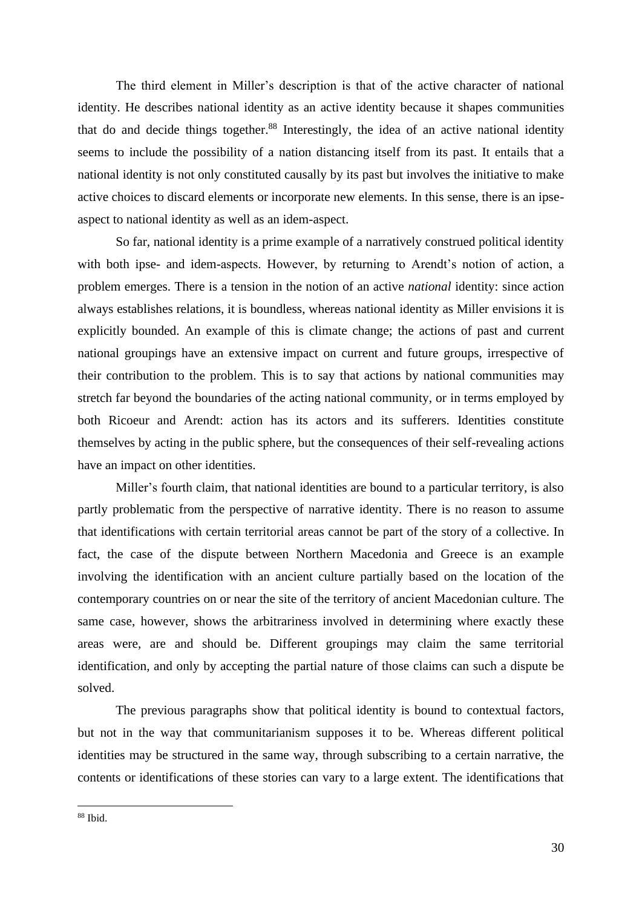The third element in Miller's description is that of the active character of national identity. He describes national identity as an active identity because it shapes communities that do and decide things together.[88] Interestingly, the idea of an active national identity seems to include the possibility of a nation distancing itself from its past. It entails that a national identity is not only constituted causally by its past but involves the initiative to make active choices to discard elements or incorporate new elements. In this sense, there is an ipse-aspect to national identity as well as an idem-aspect.

So far, national identity is a prime example of a narratively construed political identity with both ipse- and idem-aspects. However, by returning to Arendt's notion of action, a problem emerges. There is a tension in the notion of an active *national* identity: since action always establishes relations, it is boundless, whereas national identity as Miller envisions it is explicitly bounded. An example of this is climate change; the actions of past and current national groupings have an extensive impact on current and future groups, irrespective of their contribution to the problem. This is to say that actions by national communities may stretch far beyond the boundaries of the acting national community, or in terms employed by both Ricoeur and Arendt: action has its actors and its sufferers. Identities constitute themselves by acting in the public sphere, but the consequences of their self-revealing actions have an impact on other identities.

Miller's fourth claim, that national identities are bound to a particular territory, is also partly problematic from the perspective of narrative identity. There is no reason to assume that identifications with certain territorial areas cannot be part of the story of a collective. In fact, the case of the dispute between Northern Macedonia and Greece is an example involving the identification with an ancient culture partially based on the location of the contemporary countries on or near the site of the territory of ancient Macedonian culture. The same case, however, shows the arbitrariness involved in determining where exactly these areas were, are and should be. Different groupings may claim the same territorial identification, and only by accepting the partial nature of those claims can such a dispute be solved.

The previous paragraphs show that political identity is bound to contextual factors, but not in the way that communitarianism supposes it to be. Whereas different political identities may be structured in the same way, through subscribing to a certain narrative, the contents or identifications of these stories can vary to a large extent. The identifications that

[88] Ibid.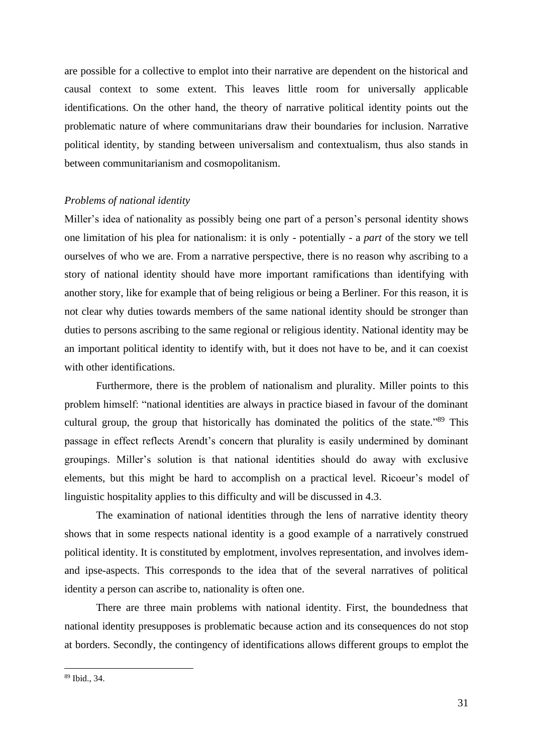are possible for a collective to emplot into their narrative are dependent on the historical and causal context to some extent. This leaves little room for universally applicable identifications. On the other hand, the theory of narrative political identity points out the problematic nature of where communitarians draw their boundaries for inclusion. Narrative political identity, by standing between universalism and contextualism, thus also stands in between communitarianism and cosmopolitanism.

*Problems of national identity*

Miller's idea of nationality as possibly being one part of a person's personal identity shows one limitation of his plea for nationalism: it is only - potentially - a *part* of the story we tell ourselves of who we are. From a narrative perspective, there is no reason why ascribing to a story of national identity should have more important ramifications than identifying with another story, like for example that of being religious or being a Berliner. For this reason, it is not clear why duties towards members of the same national identity should be stronger than duties to persons ascribing to the same regional or religious identity. National identity may be an important political identity to identify with, but it does not have to be, and it can coexist with other identifications.

Furthermore, there is the problem of nationalism and plurality. Miller points to this problem himself: "national identities are always in practice biased in favour of the dominant cultural group, the group that historically has dominated the politics of the state."[89] This passage in effect reflects Arendt's concern that plurality is easily undermined by dominant groupings. Miller's solution is that national identities should do away with exclusive elements, but this might be hard to accomplish on a practical level. Ricoeur's model of linguistic hospitality applies to this difficulty and will be discussed in 4.3.

The examination of national identities through the lens of narrative identity theory shows that in some respects national identity is a good example of a narratively construed political identity. It is constituted by emplotment, involves representation, and involves idem- and ipse-aspects. This corresponds to the idea that of the several narratives of political identity a person can ascribe to, nationality is often one.

There are three main problems with national identity. First, the boundedness that national identity presupposes is problematic because action and its consequences do not stop at borders. Secondly, the contingency of identifications allows different groups to emplot the

[89] Ibid., 34.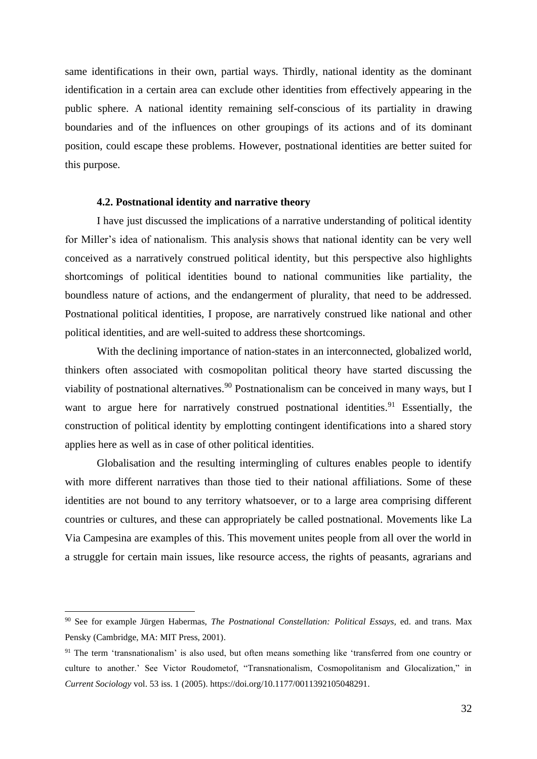same identifications in their own, partial ways. Thirdly, national identity as the dominant identification in a certain area can exclude other identities from effectively appearing in the public sphere. A national identity remaining self-conscious of its partiality in drawing boundaries and of the influences on other groupings of its actions and of its dominant position, could escape these problems. However, postnational identities are better suited for this purpose.

### 4.2. Postnational identity and narrative theory

I have just discussed the implications of a narrative understanding of political identity for Miller's idea of nationalism. This analysis shows that national identity can be very well conceived as a narratively construed political identity, but this perspective also highlights shortcomings of political identities bound to national communities like partiality, the boundless nature of actions, and the endangerment of plurality, that need to be addressed. Postnational political identities, I propose, are narratively construed like national and other political identities, and are well-suited to address these shortcomings.

With the declining importance of nation-states in an interconnected, globalized world, thinkers often associated with cosmopolitan political theory have started discussing the viability of postnational alternatives.[90] Postnationalism can be conceived in many ways, but I want to argue here for narratively construed postnational identities.[91] Essentially, the construction of political identity by emplotting contingent identifications into a shared story applies here as well as in case of other political identities.

Globalisation and the resulting intermingling of cultures enables people to identify with more different narratives than those tied to their national affiliations. Some of these identities are not bound to any territory whatsoever, or to a large area comprising different countries or cultures, and these can appropriately be called postnational. Movements like La Via Campesina are examples of this. This movement unites people from all over the world in a struggle for certain main issues, like resource access, the rights of peasants, agrarians and

---

[90] See for example Jürgen Habermas, *The Postnational Constellation: Political Essays*, ed. and trans. Max Pensky (Cambridge, MA: MIT Press, 2001).

[91] The term 'transnationalism' is also used, but often means something like 'transferred from one country or culture to another.' See Victor Roudometof, "Transnationalism, Cosmopolitanism and Glocalization," in *Current Sociology* vol. 53 iss. 1 (2005). https://doi.org/10.1177/0011392105048291.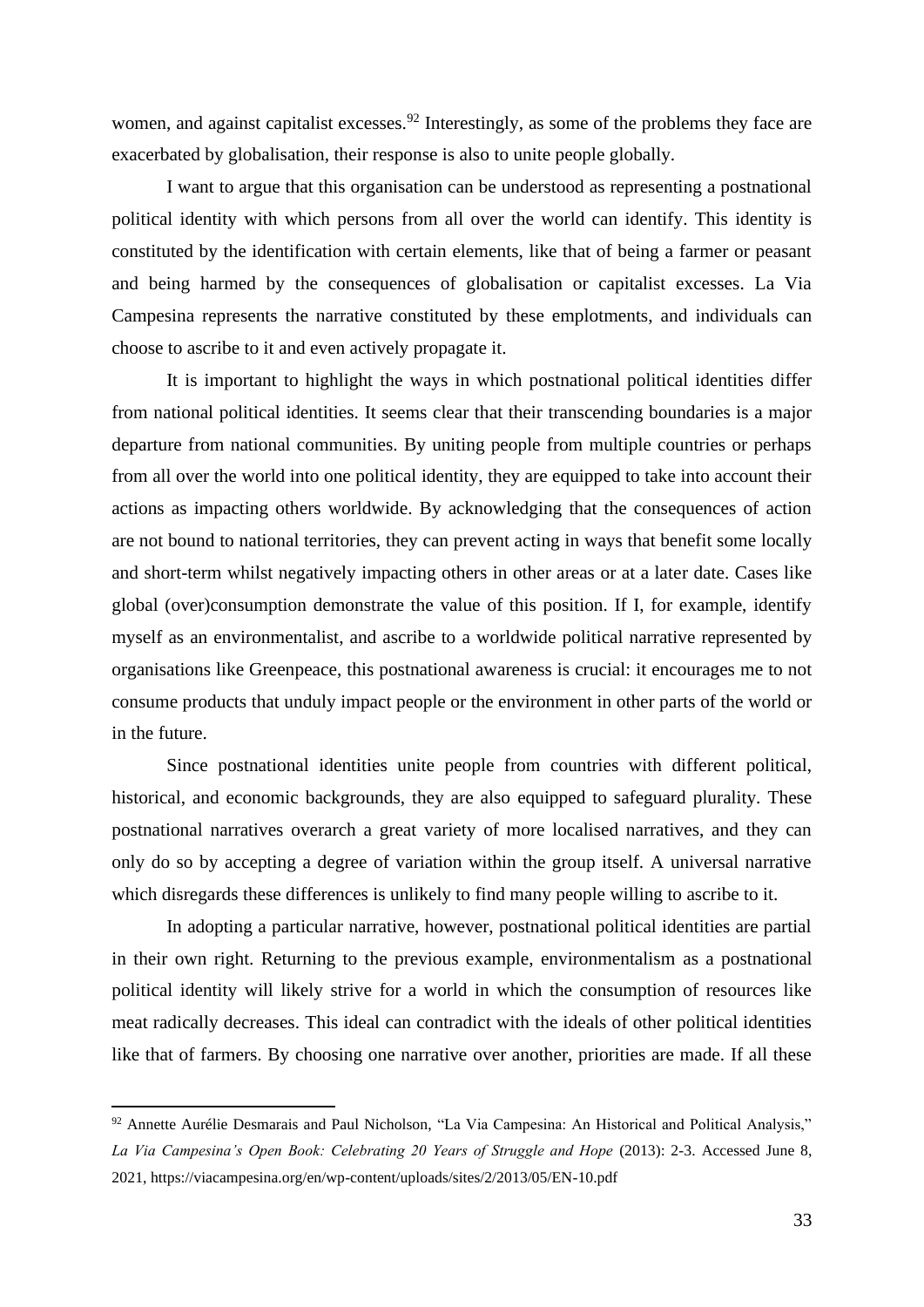women, and against capitalist excesses.[92] Interestingly, as some of the problems they face are exacerbated by globalisation, their response is also to unite people globally.

I want to argue that this organisation can be understood as representing a postnational political identity with which persons from all over the world can identify. This identity is constituted by the identification with certain elements, like that of being a farmer or peasant and being harmed by the consequences of globalisation or capitalist excesses. La Via Campesina represents the narrative constituted by these emplotments, and individuals can choose to ascribe to it and even actively propagate it.

It is important to highlight the ways in which postnational political identities differ from national political identities. It seems clear that their transcending boundaries is a major departure from national communities. By uniting people from multiple countries or perhaps from all over the world into one political identity, they are equipped to take into account their actions as impacting others worldwide. By acknowledging that the consequences of action are not bound to national territories, they can prevent acting in ways that benefit some locally and short-term whilst negatively impacting others in other areas or at a later date. Cases like global (over)consumption demonstrate the value of this position. If I, for example, identify myself as an environmentalist, and ascribe to a worldwide political narrative represented by organisations like Greenpeace, this postnational awareness is crucial: it encourages me to not consume products that unduly impact people or the environment in other parts of the world or in the future.

Since postnational identities unite people from countries with different political, historical, and economic backgrounds, they are also equipped to safeguard plurality. These postnational narratives overarch a great variety of more localised narratives, and they can only do so by accepting a degree of variation within the group itself. A universal narrative which disregards these differences is unlikely to find many people willing to ascribe to it.

In adopting a particular narrative, however, postnational political identities are partial in their own right. Returning to the previous example, environmentalism as a postnational political identity will likely strive for a world in which the consumption of resources like meat radically decreases. This ideal can contradict with the ideals of other political identities like that of farmers. By choosing one narrative over another, priorities are made. If all these

---

[92] Annette Aurélie Desmarais and Paul Nicholson, "La Via Campesina: An Historical and Political Analysis," *La Via Campesina's Open Book: Celebrating 20 Years of Struggle and Hope* (2013): 2-3. Accessed June 8, 2021, https://viacampesina.org/en/wp-content/uploads/sites/2/2013/05/EN-10.pdf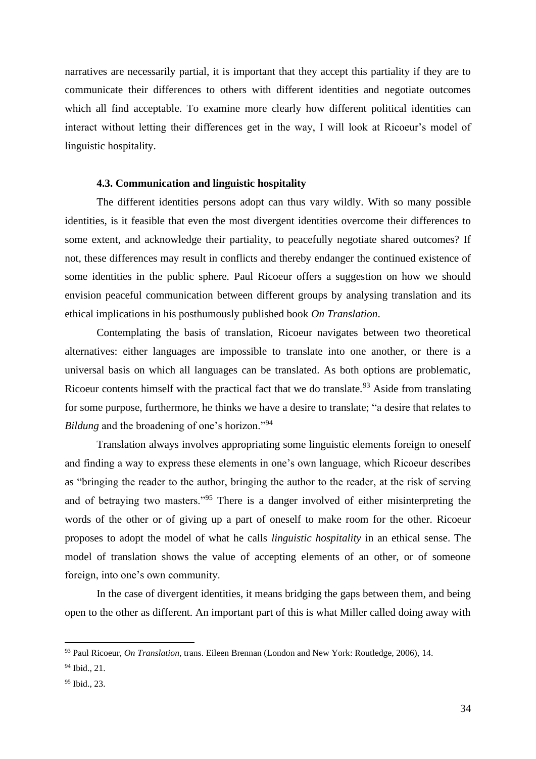narratives are necessarily partial, it is important that they accept this partiality if they are to communicate their differences to others with different identities and negotiate outcomes which all find acceptable. To examine more clearly how different political identities can interact without letting their differences get in the way, I will look at Ricoeur's model of linguistic hospitality.

### 4.3. Communication and linguistic hospitality

The different identities persons adopt can thus vary wildly. With so many possible identities, is it feasible that even the most divergent identities overcome their differences to some extent, and acknowledge their partiality, to peacefully negotiate shared outcomes? If not, these differences may result in conflicts and thereby endanger the continued existence of some identities in the public sphere. Paul Ricoeur offers a suggestion on how we should envision peaceful communication between different groups by analysing translation and its ethical implications in his posthumously published book *On Translation*.

Contemplating the basis of translation, Ricoeur navigates between two theoretical alternatives: either languages are impossible to translate into one another, or there is a universal basis on which all languages can be translated. As both options are problematic, Ricoeur contents himself with the practical fact that we do translate.[93] Aside from translating for some purpose, furthermore, he thinks we have a desire to translate; "a desire that relates to *Bildung* and the broadening of one's horizon."[94]

Translation always involves appropriating some linguistic elements foreign to oneself and finding a way to express these elements in one's own language, which Ricoeur describes as "bringing the reader to the author, bringing the author to the reader, at the risk of serving and of betraying two masters."[95] There is a danger involved of either misinterpreting the words of the other or of giving up a part of oneself to make room for the other. Ricoeur proposes to adopt the model of what he calls *linguistic hospitality* in an ethical sense. The model of translation shows the value of accepting elements of an other, or of someone foreign, into one's own community.

In the case of divergent identities, it means bridging the gaps between them, and being open to the other as different. An important part of this is what Miller called doing away with

---

[93] Paul Ricoeur, *On Translation*, trans. Eileen Brennan (London and New York: Routledge, 2006), 14.

[94] Ibid., 21.

[95] Ibid., 23.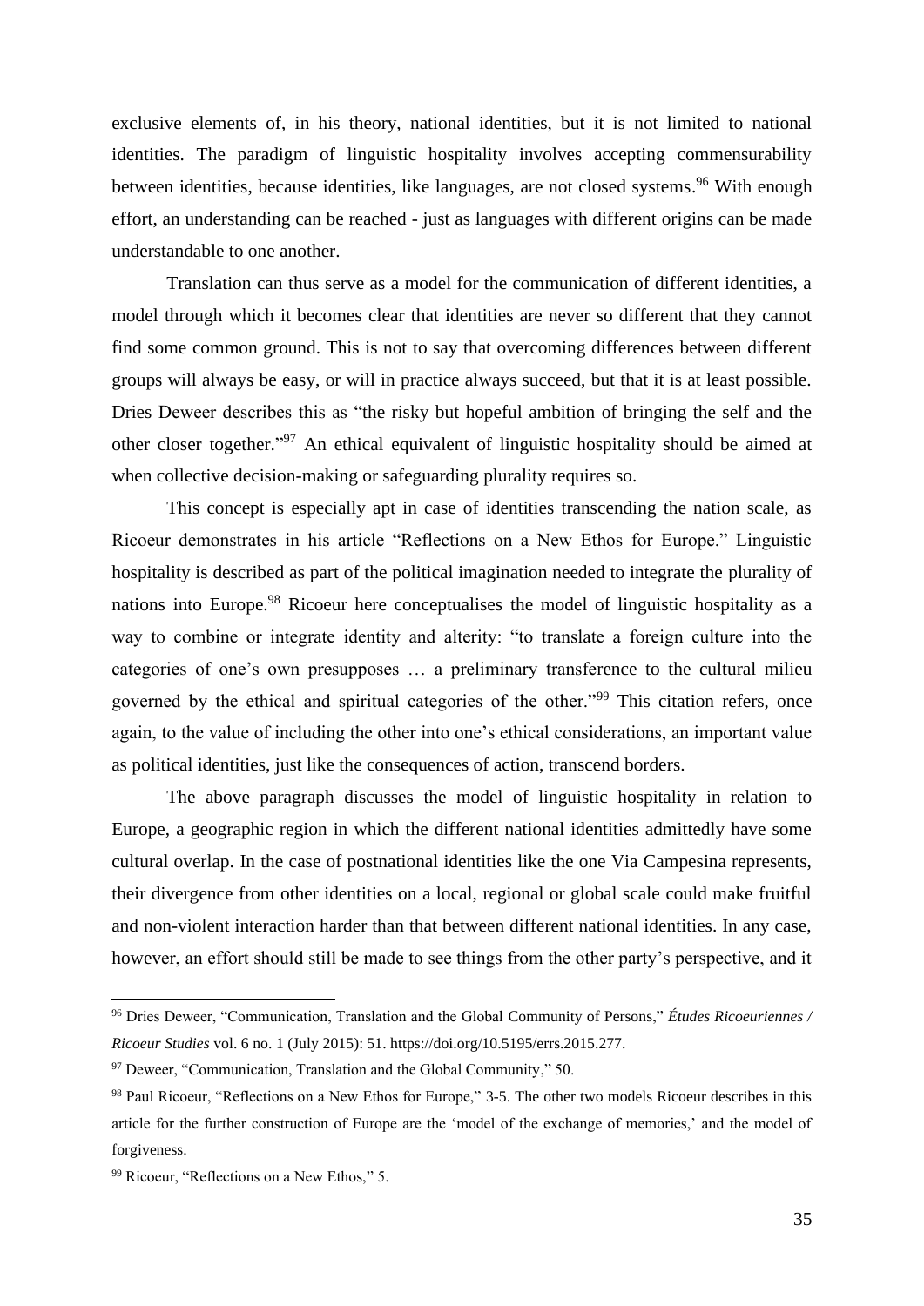exclusive elements of, in his theory, national identities, but it is not limited to national identities. The paradigm of linguistic hospitality involves accepting commensurability between identities, because identities, like languages, are not closed systems.[96] With enough effort, an understanding can be reached - just as languages with different origins can be made understandable to one another.

Translation can thus serve as a model for the communication of different identities, a model through which it becomes clear that identities are never so different that they cannot find some common ground. This is not to say that overcoming differences between different groups will always be easy, or will in practice always succeed, but that it is at least possible. Dries Deweer describes this as "the risky but hopeful ambition of bringing the self and the other closer together."[97] An ethical equivalent of linguistic hospitality should be aimed at when collective decision-making or safeguarding plurality requires so.

This concept is especially apt in case of identities transcending the nation scale, as Ricoeur demonstrates in his article "Reflections on a New Ethos for Europe." Linguistic hospitality is described as part of the political imagination needed to integrate the plurality of nations into Europe.[98] Ricoeur here conceptualises the model of linguistic hospitality as a way to combine or integrate identity and alterity: "to translate a foreign culture into the categories of one's own presupposes … a preliminary transference to the cultural milieu governed by the ethical and spiritual categories of the other."[99] This citation refers, once again, to the value of including the other into one's ethical considerations, an important value as political identities, just like the consequences of action, transcend borders.

The above paragraph discusses the model of linguistic hospitality in relation to Europe, a geographic region in which the different national identities admittedly have some cultural overlap. In the case of postnational identities like the one Via Campesina represents, their divergence from other identities on a local, regional or global scale could make fruitful and non-violent interaction harder than that between different national identities. In any case, however, an effort should still be made to see things from the other party's perspective, and it

---

[96] Dries Deweer, "Communication, Translation and the Global Community of Persons," *Études Ricoeuriennes / Ricoeur Studies* vol. 6 no. 1 (July 2015): 51. https://doi.org/10.5195/errs.2015.277.

[97] Deweer, "Communication, Translation and the Global Community," 50.

[98] Paul Ricoeur, "Reflections on a New Ethos for Europe," 3-5. The other two models Ricoeur describes in this article for the further construction of Europe are the 'model of the exchange of memories,' and the model of forgiveness.

[99] Ricoeur, "Reflections on a New Ethos," 5.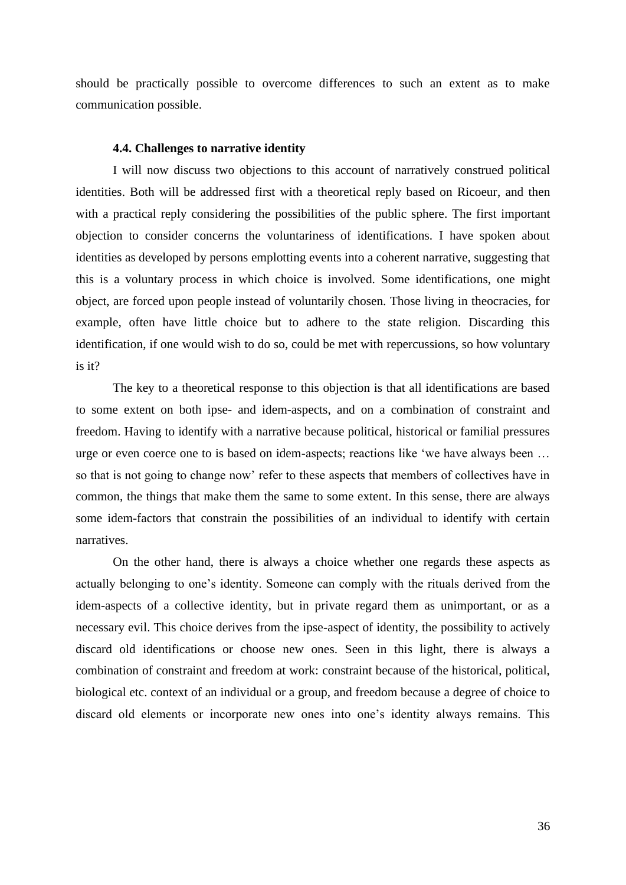should be practically possible to overcome differences to such an extent as to make communication possible.

### 4.4. Challenges to narrative identity

I will now discuss two objections to this account of narratively construed political identities. Both will be addressed first with a theoretical reply based on Ricoeur, and then with a practical reply considering the possibilities of the public sphere. The first important objection to consider concerns the voluntariness of identifications. I have spoken about identities as developed by persons emplotting events into a coherent narrative, suggesting that this is a voluntary process in which choice is involved. Some identifications, one might object, are forced upon people instead of voluntarily chosen. Those living in theocracies, for example, often have little choice but to adhere to the state religion. Discarding this identification, if one would wish to do so, could be met with repercussions, so how voluntary is it?

The key to a theoretical response to this objection is that all identifications are based to some extent on both ipse- and idem-aspects, and on a combination of constraint and freedom. Having to identify with a narrative because political, historical or familial pressures urge or even coerce one to is based on idem-aspects; reactions like 'we have always been … so that is not going to change now' refer to these aspects that members of collectives have in common, the things that make them the same to some extent. In this sense, there are always some idem-factors that constrain the possibilities of an individual to identify with certain narratives.

On the other hand, there is always a choice whether one regards these aspects as actually belonging to one's identity. Someone can comply with the rituals derived from the idem-aspects of a collective identity, but in private regard them as unimportant, or as a necessary evil. This choice derives from the ipse-aspect of identity, the possibility to actively discard old identifications or choose new ones. Seen in this light, there is always a combination of constraint and freedom at work: constraint because of the historical, political, biological etc. context of an individual or a group, and freedom because a degree of choice to discard old elements or incorporate new ones into one's identity always remains. This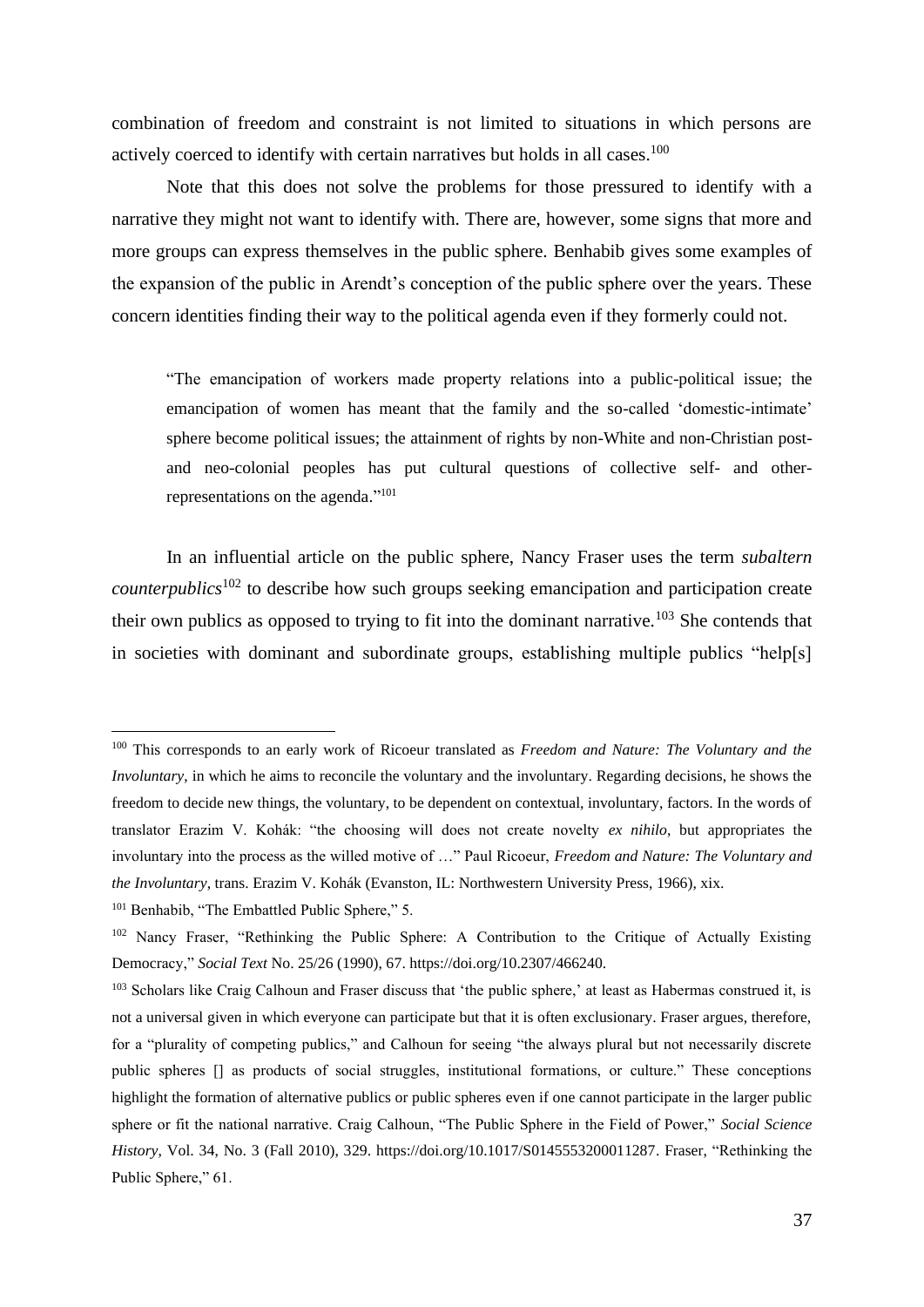combination of freedom and constraint is not limited to situations in which persons are actively coerced to identify with certain narratives but holds in all cases.[100]

Note that this does not solve the problems for those pressured to identify with a narrative they might not want to identify with. There are, however, some signs that more and more groups can express themselves in the public sphere. Benhabib gives some examples of the expansion of the public in Arendt's conception of the public sphere over the years. These concern identities finding their way to the political agenda even if they formerly could not.

> "The emancipation of workers made property relations into a public-political issue; the emancipation of women has meant that the family and the so-called 'domestic-intimate' sphere become political issues; the attainment of rights by non-White and non-Christian post- and neo-colonial peoples has put cultural questions of collective self- and other-representations on the agenda."[101]

In an influential article on the public sphere, Nancy Fraser uses the term *subaltern counterpublics*[102] to describe how such groups seeking emancipation and participation create their own publics as opposed to trying to fit into the dominant narrative.[103] She contends that in societies with dominant and subordinate groups, establishing multiple publics "help[s]

---

[100] This corresponds to an early work of Ricoeur translated as *Freedom and Nature: The Voluntary and the Involuntary*, in which he aims to reconcile the voluntary and the involuntary. Regarding decisions, he shows the freedom to decide new things, the voluntary, to be dependent on contextual, involuntary, factors. In the words of translator Erazim V. Kohák: "the choosing will does not create novelty *ex nihilo*, but appropriates the involuntary into the process as the willed motive of …" Paul Ricoeur, *Freedom and Nature: The Voluntary and the Involuntary*, trans. Erazim V. Kohák (Evanston, IL: Northwestern University Press, 1966), xix.

[101] Benhabib, "The Embattled Public Sphere," 5.

[102] Nancy Fraser, "Rethinking the Public Sphere: A Contribution to the Critique of Actually Existing Democracy," *Social Text* No. 25/26 (1990), 67. https://doi.org/10.2307/466240.

[103] Scholars like Craig Calhoun and Fraser discuss that 'the public sphere,' at least as Habermas construed it, is not a universal given in which everyone can participate but that it is often exclusionary. Fraser argues, therefore, for a "plurality of competing publics," and Calhoun for seeing "the always plural but not necessarily discrete public spheres [] as products of social struggles, institutional formations, or culture." These conceptions highlight the formation of alternative publics or public spheres even if one cannot participate in the larger public sphere or fit the national narrative. Craig Calhoun, "The Public Sphere in the Field of Power," *Social Science History*, Vol. 34, No. 3 (Fall 2010), 329. https://doi.org/10.1017/S0145553200011287. Fraser, "Rethinking the Public Sphere," 61.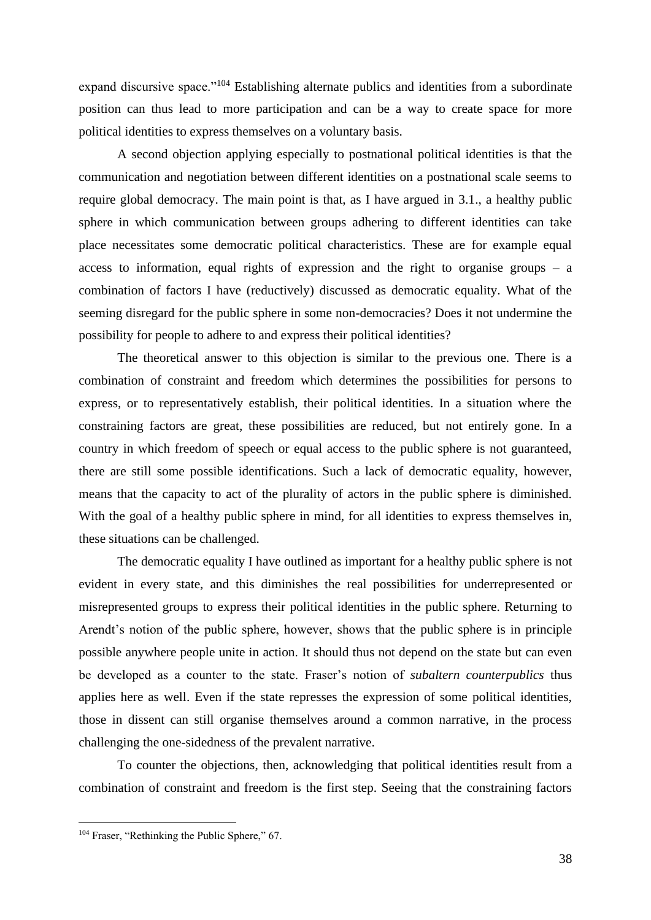expand discursive space."[104] Establishing alternate publics and identities from a subordinate position can thus lead to more participation and can be a way to create space for more political identities to express themselves on a voluntary basis.

A second objection applying especially to postnational political identities is that the communication and negotiation between different identities on a postnational scale seems to require global democracy. The main point is that, as I have argued in 3.1., a healthy public sphere in which communication between groups adhering to different identities can take place necessitates some democratic political characteristics. These are for example equal access to information, equal rights of expression and the right to organise groups – a combination of factors I have (reductively) discussed as democratic equality. What of the seeming disregard for the public sphere in some non-democracies? Does it not undermine the possibility for people to adhere to and express their political identities?

The theoretical answer to this objection is similar to the previous one. There is a combination of constraint and freedom which determines the possibilities for persons to express, or to representatively establish, their political identities. In a situation where the constraining factors are great, these possibilities are reduced, but not entirely gone. In a country in which freedom of speech or equal access to the public sphere is not guaranteed, there are still some possible identifications. Such a lack of democratic equality, however, means that the capacity to act of the plurality of actors in the public sphere is diminished. With the goal of a healthy public sphere in mind, for all identities to express themselves in, these situations can be challenged.

The democratic equality I have outlined as important for a healthy public sphere is not evident in every state, and this diminishes the real possibilities for underrepresented or misrepresented groups to express their political identities in the public sphere. Returning to Arendt's notion of the public sphere, however, shows that the public sphere is in principle possible anywhere people unite in action. It should thus not depend on the state but can even be developed as a counter to the state. Fraser's notion of *subaltern counterpublics* thus applies here as well. Even if the state represses the expression of some political identities, those in dissent can still organise themselves around a common narrative, in the process challenging the one-sidedness of the prevalent narrative.

To counter the objections, then, acknowledging that political identities result from a combination of constraint and freedom is the first step. Seeing that the constraining factors

[104] Fraser, "Rethinking the Public Sphere," 67.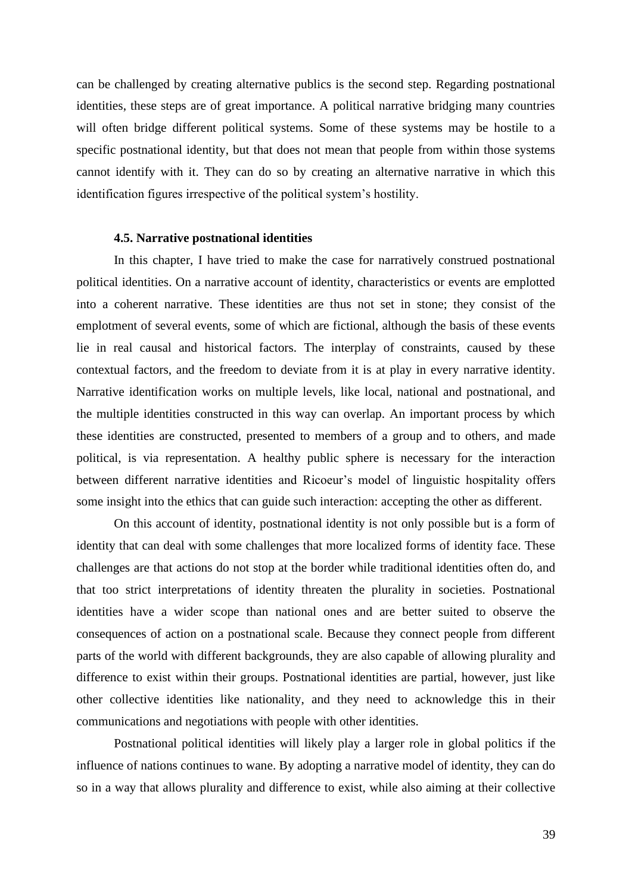can be challenged by creating alternative publics is the second step. Regarding postnational identities, these steps are of great importance. A political narrative bridging many countries will often bridge different political systems. Some of these systems may be hostile to a specific postnational identity, but that does not mean that people from within those systems cannot identify with it. They can do so by creating an alternative narrative in which this identification figures irrespective of the political system's hostility.

### 4.5. Narrative postnational identities

In this chapter, I have tried to make the case for narratively construed postnational political identities. On a narrative account of identity, characteristics or events are emplotted into a coherent narrative. These identities are thus not set in stone; they consist of the emplotment of several events, some of which are fictional, although the basis of these events lie in real causal and historical factors. The interplay of constraints, caused by these contextual factors, and the freedom to deviate from it is at play in every narrative identity. Narrative identification works on multiple levels, like local, national and postnational, and the multiple identities constructed in this way can overlap. An important process by which these identities are constructed, presented to members of a group and to others, and made political, is via representation. A healthy public sphere is necessary for the interaction between different narrative identities and Ricoeur's model of linguistic hospitality offers some insight into the ethics that can guide such interaction: accepting the other as different.

On this account of identity, postnational identity is not only possible but is a form of identity that can deal with some challenges that more localized forms of identity face. These challenges are that actions do not stop at the border while traditional identities often do, and that too strict interpretations of identity threaten the plurality in societies. Postnational identities have a wider scope than national ones and are better suited to observe the consequences of action on a postnational scale. Because they connect people from different parts of the world with different backgrounds, they are also capable of allowing plurality and difference to exist within their groups. Postnational identities are partial, however, just like other collective identities like nationality, and they need to acknowledge this in their communications and negotiations with people with other identities.

Postnational political identities will likely play a larger role in global politics if the influence of nations continues to wane. By adopting a narrative model of identity, they can do so in a way that allows plurality and difference to exist, while also aiming at their collective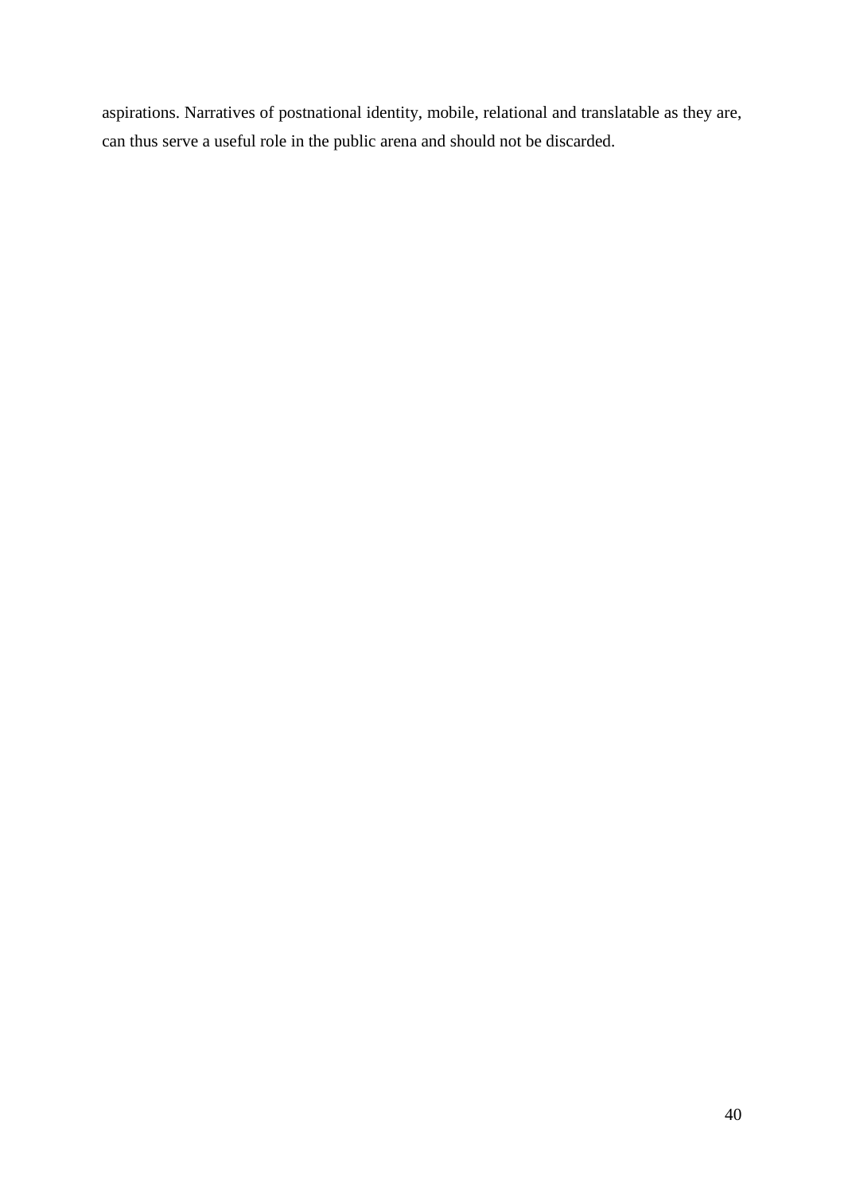aspirations. Narratives of postnational identity, mobile, relational and translatable as they are, can thus serve a useful role in the public arena and should not be discarded.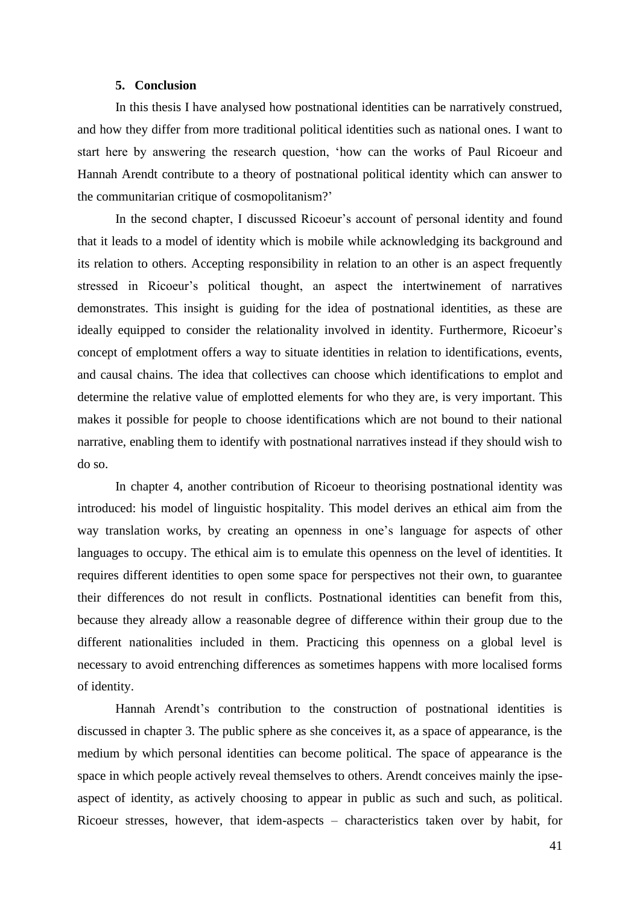## 5. Conclusion

In this thesis I have analysed how postnational identities can be narratively construed, and how they differ from more traditional political identities such as national ones. I want to start here by answering the research question, 'how can the works of Paul Ricoeur and Hannah Arendt contribute to a theory of postnational political identity which can answer to the communitarian critique of cosmopolitanism?'

In the second chapter, I discussed Ricoeur's account of personal identity and found that it leads to a model of identity which is mobile while acknowledging its background and its relation to others. Accepting responsibility in relation to an other is an aspect frequently stressed in Ricoeur's political thought, an aspect the intertwinement of narratives demonstrates. This insight is guiding for the idea of postnational identities, as these are ideally equipped to consider the relationality involved in identity. Furthermore, Ricoeur's concept of emplotment offers a way to situate identities in relation to identifications, events, and causal chains. The idea that collectives can choose which identifications to emplot and determine the relative value of emplotted elements for who they are, is very important. This makes it possible for people to choose identifications which are not bound to their national narrative, enabling them to identify with postnational narratives instead if they should wish to do so.

In chapter 4, another contribution of Ricoeur to theorising postnational identity was introduced: his model of linguistic hospitality. This model derives an ethical aim from the way translation works, by creating an openness in one's language for aspects of other languages to occupy. The ethical aim is to emulate this openness on the level of identities. It requires different identities to open some space for perspectives not their own, to guarantee their differences do not result in conflicts. Postnational identities can benefit from this, because they already allow a reasonable degree of difference within their group due to the different nationalities included in them. Practicing this openness on a global level is necessary to avoid entrenching differences as sometimes happens with more localised forms of identity.

Hannah Arendt's contribution to the construction of postnational identities is discussed in chapter 3. The public sphere as she conceives it, as a space of appearance, is the medium by which personal identities can become political. The space of appearance is the space in which people actively reveal themselves to others. Arendt conceives mainly the ipse-aspect of identity, as actively choosing to appear in public as such and such, as political. Ricoeur stresses, however, that idem-aspects – characteristics taken over by habit, for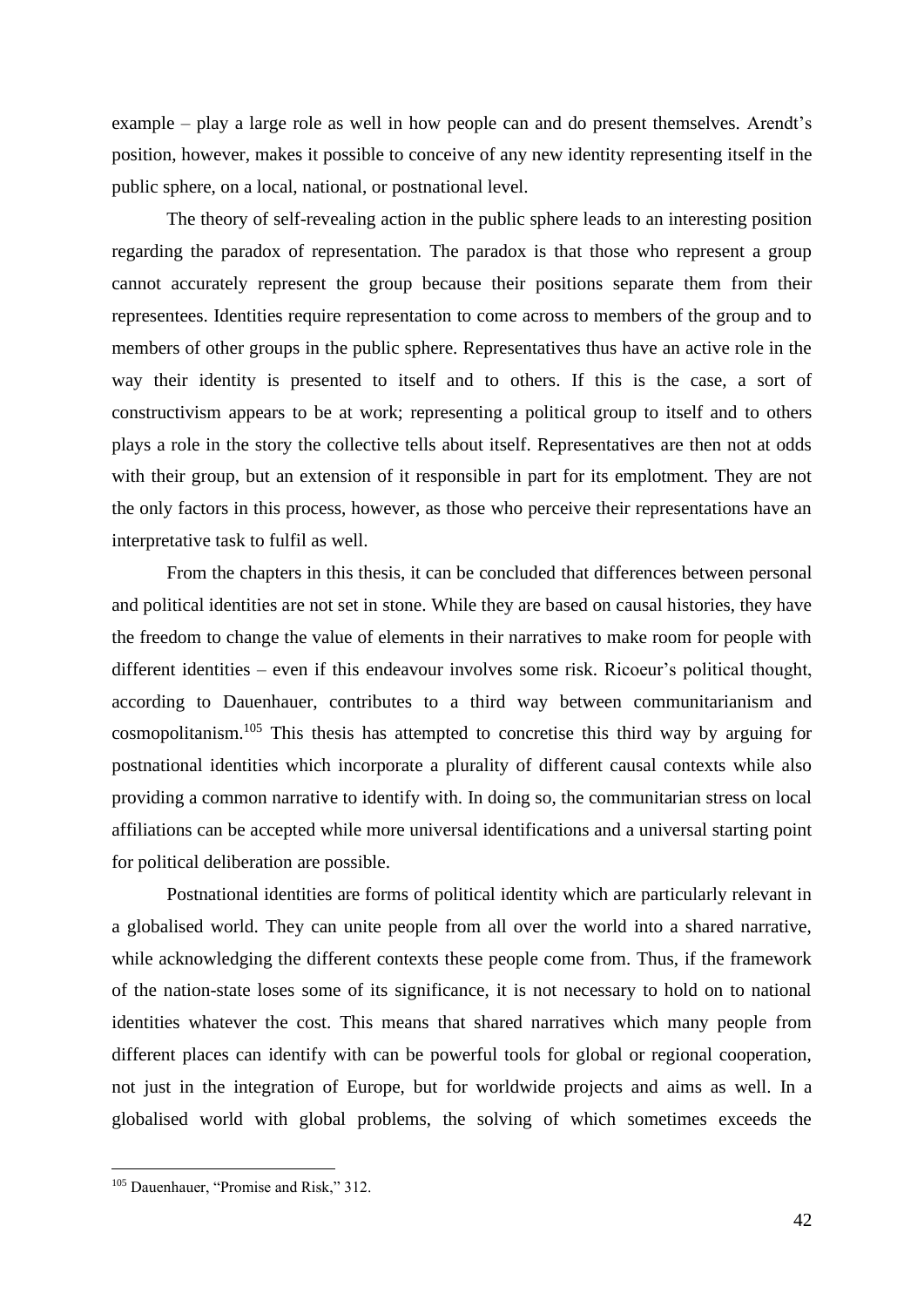example – play a large role as well in how people can and do present themselves. Arendt's position, however, makes it possible to conceive of any new identity representing itself in the public sphere, on a local, national, or postnational level.

The theory of self-revealing action in the public sphere leads to an interesting position regarding the paradox of representation. The paradox is that those who represent a group cannot accurately represent the group because their positions separate them from their representees. Identities require representation to come across to members of the group and to members of other groups in the public sphere. Representatives thus have an active role in the way their identity is presented to itself and to others. If this is the case, a sort of constructivism appears to be at work; representing a political group to itself and to others plays a role in the story the collective tells about itself. Representatives are then not at odds with their group, but an extension of it responsible in part for its emplotment. They are not the only factors in this process, however, as those who perceive their representations have an interpretative task to fulfil as well.

From the chapters in this thesis, it can be concluded that differences between personal and political identities are not set in stone. While they are based on causal histories, they have the freedom to change the value of elements in their narratives to make room for people with different identities – even if this endeavour involves some risk. Ricoeur's political thought, according to Dauenhauer, contributes to a third way between communitarianism and cosmopolitanism.[105] This thesis has attempted to concretise this third way by arguing for postnational identities which incorporate a plurality of different causal contexts while also providing a common narrative to identify with. In doing so, the communitarian stress on local affiliations can be accepted while more universal identifications and a universal starting point for political deliberation are possible.

Postnational identities are forms of political identity which are particularly relevant in a globalised world. They can unite people from all over the world into a shared narrative, while acknowledging the different contexts these people come from. Thus, if the framework of the nation-state loses some of its significance, it is not necessary to hold on to national identities whatever the cost. This means that shared narratives which many people from different places can identify with can be powerful tools for global or regional cooperation, not just in the integration of Europe, but for worldwide projects and aims as well. In a globalised world with global problems, the solving of which sometimes exceeds the

[105] Dauenhauer, "Promise and Risk," 312.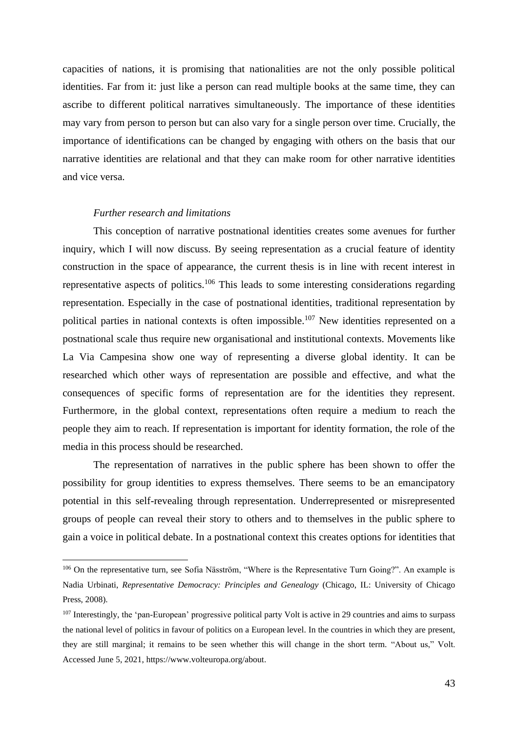capacities of nations, it is promising that nationalities are not the only possible political identities. Far from it: just like a person can read multiple books at the same time, they can ascribe to different political narratives simultaneously. The importance of these identities may vary from person to person but can also vary for a single person over time. Crucially, the importance of identifications can be changed by engaging with others on the basis that our narrative identities are relational and that they can make room for other narrative identities and vice versa.

*Further research and limitations*

This conception of narrative postnational identities creates some avenues for further inquiry, which I will now discuss. By seeing representation as a crucial feature of identity construction in the space of appearance, the current thesis is in line with recent interest in representative aspects of politics.[106] This leads to some interesting considerations regarding representation. Especially in the case of postnational identities, traditional representation by political parties in national contexts is often impossible.[107] New identities represented on a postnational scale thus require new organisational and institutional contexts. Movements like La Via Campesina show one way of representing a diverse global identity. It can be researched which other ways of representation are possible and effective, and what the consequences of specific forms of representation are for the identities they represent. Furthermore, in the global context, representations often require a medium to reach the people they aim to reach. If representation is important for identity formation, the role of the media in this process should be researched.

The representation of narratives in the public sphere has been shown to offer the possibility for group identities to express themselves. There seems to be an emancipatory potential in this self-revealing through representation. Underrepresented or misrepresented groups of people can reveal their story to others and to themselves in the public sphere to gain a voice in political debate. In a postnational context this creates options for identities that

---

[106] On the representative turn, see Sofia Näsström, "Where is the Representative Turn Going?". An example is Nadia Urbinati, *Representative Democracy: Principles and Genealogy* (Chicago, IL: University of Chicago Press, 2008).

[107] Interestingly, the 'pan-European' progressive political party Volt is active in 29 countries and aims to surpass the national level of politics in favour of politics on a European level. In the countries in which they are present, they are still marginal; it remains to be seen whether this will change in the short term. "About us," Volt. Accessed June 5, 2021, https://www.volteuropa.org/about.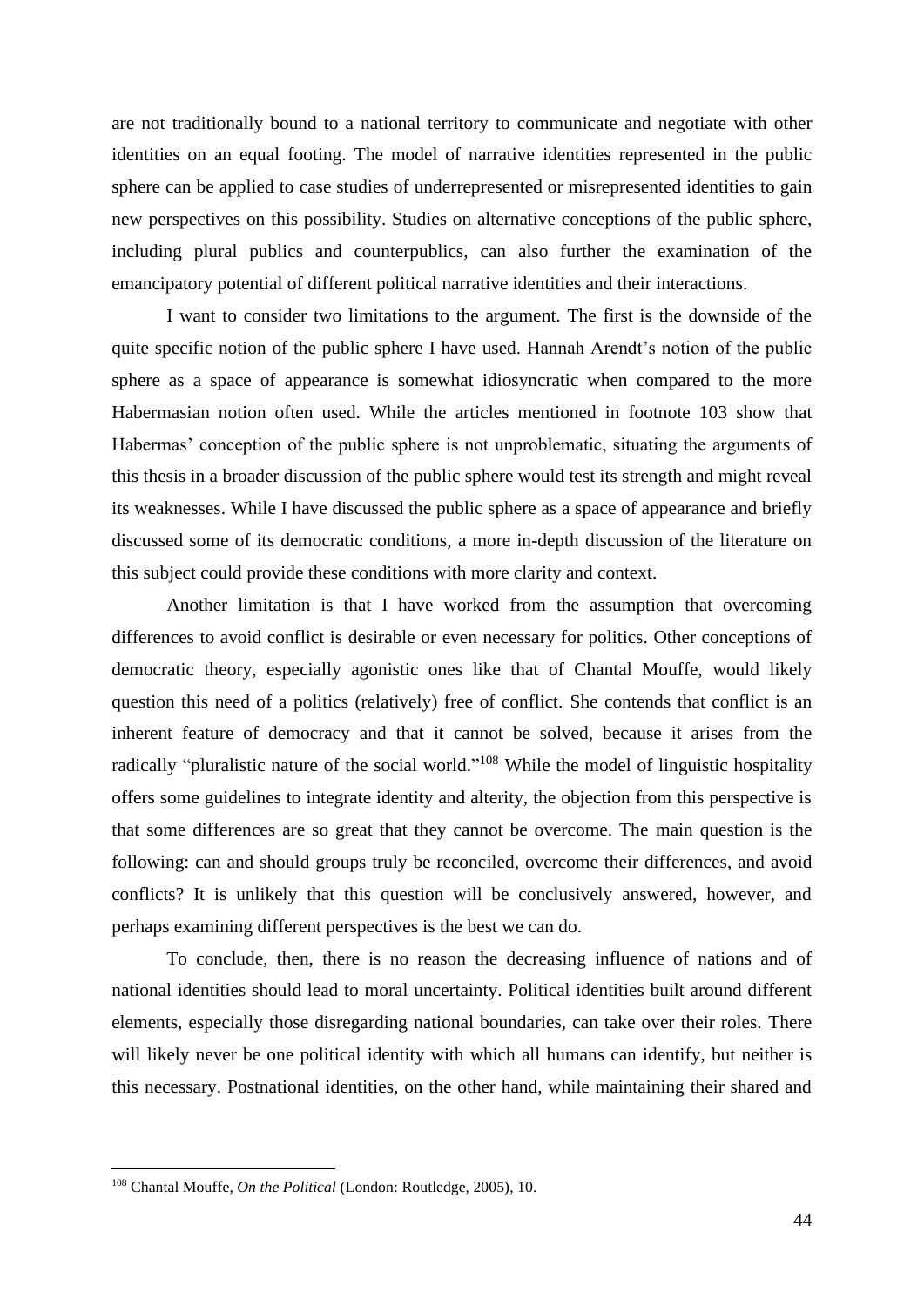are not traditionally bound to a national territory to communicate and negotiate with other identities on an equal footing. The model of narrative identities represented in the public sphere can be applied to case studies of underrepresented or misrepresented identities to gain new perspectives on this possibility. Studies on alternative conceptions of the public sphere, including plural publics and counterpublics, can also further the examination of the emancipatory potential of different political narrative identities and their interactions.

I want to consider two limitations to the argument. The first is the downside of the quite specific notion of the public sphere I have used. Hannah Arendt's notion of the public sphere as a space of appearance is somewhat idiosyncratic when compared to the more Habermasian notion often used. While the articles mentioned in footnote 103 show that Habermas' conception of the public sphere is not unproblematic, situating the arguments of this thesis in a broader discussion of the public sphere would test its strength and might reveal its weaknesses. While I have discussed the public sphere as a space of appearance and briefly discussed some of its democratic conditions, a more in-depth discussion of the literature on this subject could provide these conditions with more clarity and context.

Another limitation is that I have worked from the assumption that overcoming differences to avoid conflict is desirable or even necessary for politics. Other conceptions of democratic theory, especially agonistic ones like that of Chantal Mouffe, would likely question this need of a politics (relatively) free of conflict. She contends that conflict is an inherent feature of democracy and that it cannot be solved, because it arises from the radically "pluralistic nature of the social world."[108] While the model of linguistic hospitality offers some guidelines to integrate identity and alterity, the objection from this perspective is that some differences are so great that they cannot be overcome. The main question is the following: can and should groups truly be reconciled, overcome their differences, and avoid conflicts? It is unlikely that this question will be conclusively answered, however, and perhaps examining different perspectives is the best we can do.

To conclude, then, there is no reason the decreasing influence of nations and of national identities should lead to moral uncertainty. Political identities built around different elements, especially those disregarding national boundaries, can take over their roles. There will likely never be one political identity with which all humans can identify, but neither is this necessary. Postnational identities, on the other hand, while maintaining their shared and

[108] Chantal Mouffe, *On the Political* (London: Routledge, 2005), 10.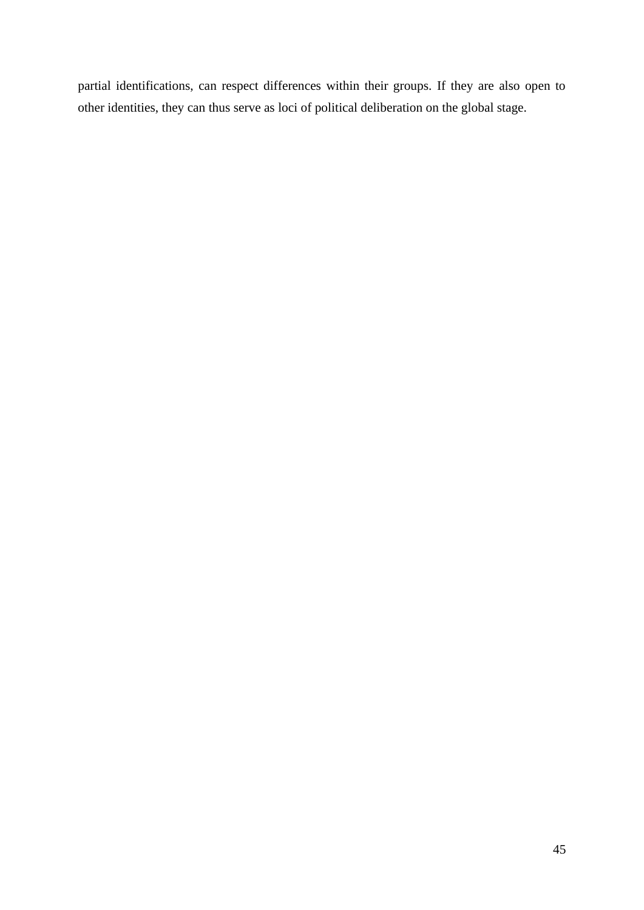partial identifications, can respect differences within their groups. If they are also open to other identities, they can thus serve as loci of political deliberation on the global stage.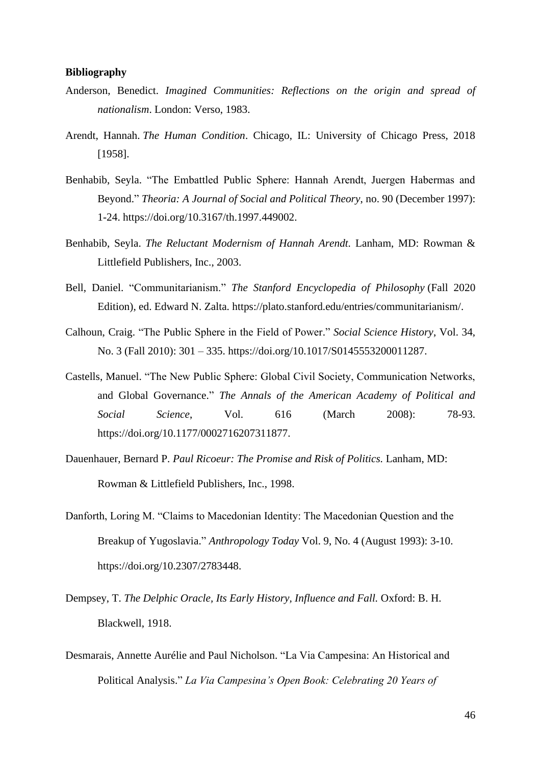**Bibliography**

Anderson, Benedict. *Imagined Communities: Reflections on the origin and spread of nationalism*. London: Verso, 1983.

Arendt, Hannah. *The Human Condition*. Chicago, IL: University of Chicago Press, 2018 [1958].

Benhabib, Seyla. "The Embattled Public Sphere: Hannah Arendt, Juergen Habermas and Beyond." *Theoria: A Journal of Social and Political Theory*, no. 90 (December 1997): 1-24. https://doi.org/10.3167/th.1997.449002.

Benhabib, Seyla. *The Reluctant Modernism of Hannah Arendt.* Lanham, MD: Rowman & Littlefield Publishers, Inc., 2003.

Bell, Daniel. "Communitarianism." *The Stanford Encyclopedia of Philosophy* (Fall 2020 Edition), ed. Edward N. Zalta. https://plato.stanford.edu/entries/communitarianism/.

Calhoun, Craig. "The Public Sphere in the Field of Power." *Social Science History*, Vol. 34, No. 3 (Fall 2010): 301 – 335. https://doi.org/10.1017/S0145553200011287.

Castells, Manuel. "The New Public Sphere: Global Civil Society, Communication Networks, and Global Governance." *The Annals of the American Academy of Political and Social Science*, Vol. 616 (March 2008): 78-93. https://doi.org/10.1177/0002716207311877.

Dauenhauer, Bernard P. *Paul Ricoeur: The Promise and Risk of Politics.* Lanham, MD: Rowman & Littlefield Publishers, Inc., 1998.

Danforth, Loring M. "Claims to Macedonian Identity: The Macedonian Question and the Breakup of Yugoslavia." *Anthropology Today* Vol. 9, No. 4 (August 1993): 3-10. https://doi.org/10.2307/2783448.

Dempsey, T. *The Delphic Oracle, Its Early History, Influence and Fall.* Oxford: B. H. Blackwell, 1918.

Desmarais, Annette Aurélie and Paul Nicholson. "La Via Campesina: An Historical and Political Analysis." *La Via Campesina's Open Book: Celebrating 20 Years of*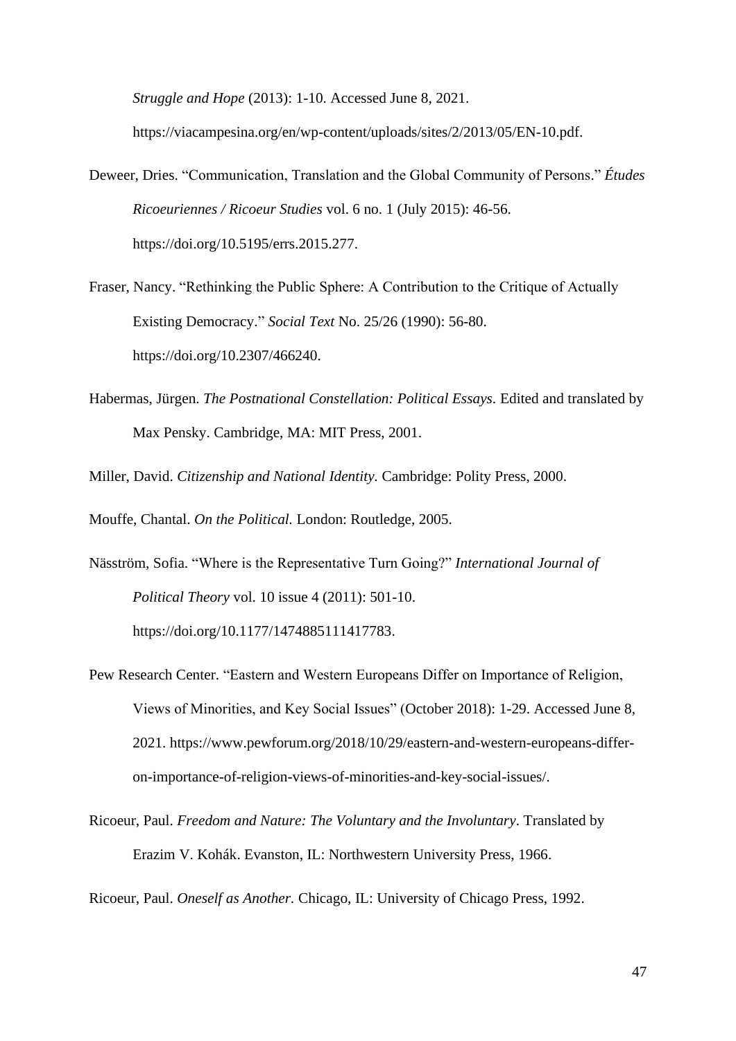*Struggle and Hope* (2013): 1-10. Accessed June 8, 2021. https://viacampesina.org/en/wp-content/uploads/sites/2/2013/05/EN-10.pdf.

Deweer, Dries. "Communication, Translation and the Global Community of Persons." *Études Ricoeuriennes / Ricoeur Studies* vol. 6 no. 1 (July 2015): 46-56. https://doi.org/10.5195/errs.2015.277.

Fraser, Nancy. "Rethinking the Public Sphere: A Contribution to the Critique of Actually Existing Democracy." *Social Text* No. 25/26 (1990): 56-80. https://doi.org/10.2307/466240.

Habermas, Jürgen. *The Postnational Constellation: Political Essays.* Edited and translated by Max Pensky. Cambridge, MA: MIT Press, 2001.

Miller, David. *Citizenship and National Identity.* Cambridge: Polity Press, 2000.

Mouffe, Chantal. *On the Political.* London: Routledge, 2005.

Näsström, Sofia. "Where is the Representative Turn Going?" *International Journal of Political Theory* vol. 10 issue 4 (2011): 501-10. https://doi.org/10.1177/1474885111417783.

Pew Research Center. "Eastern and Western Europeans Differ on Importance of Religion, Views of Minorities, and Key Social Issues" (October 2018): 1-29. Accessed June 8, 2021. https://www.pewforum.org/2018/10/29/eastern-and-western-europeans-differ-on-importance-of-religion-views-of-minorities-and-key-social-issues/.

Ricoeur, Paul. *Freedom and Nature: The Voluntary and the Involuntary*. Translated by Erazim V. Kohák. Evanston, IL: Northwestern University Press, 1966.

Ricoeur, Paul. *Oneself as Another.* Chicago, IL: University of Chicago Press, 1992.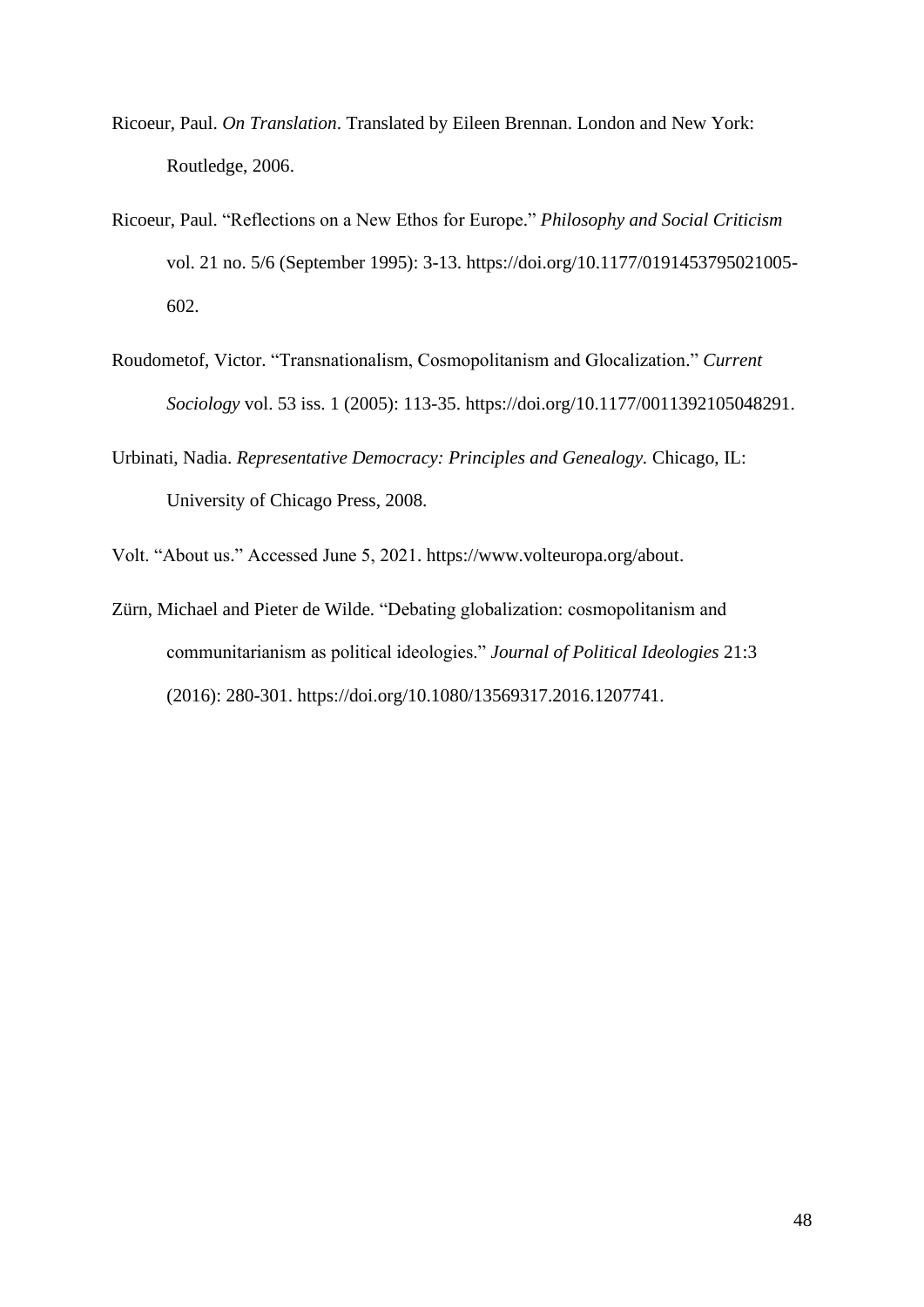Ricoeur, Paul. *On Translation*. Translated by Eileen Brennan. London and New York: Routledge, 2006.

Ricoeur, Paul. "Reflections on a New Ethos for Europe." *Philosophy and Social Criticism* vol. 21 no. 5/6 (September 1995): 3-13. https://doi.org/10.1177/0191453795021005-602.

Roudometof, Victor. "Transnationalism, Cosmopolitanism and Glocalization." *Current Sociology* vol. 53 iss. 1 (2005): 113-35. https://doi.org/10.1177/0011392105048291.

Urbinati, Nadia. *Representative Democracy: Principles and Genealogy.* Chicago, IL: University of Chicago Press, 2008.

Volt. "About us." Accessed June 5, 2021. https://www.volteuropa.org/about.

Zürn, Michael and Pieter de Wilde. "Debating globalization: cosmopolitanism and communitarianism as political ideologies." *Journal of Political Ideologies* 21:3 (2016): 280-301. https://doi.org/10.1080/13569317.2016.1207741.